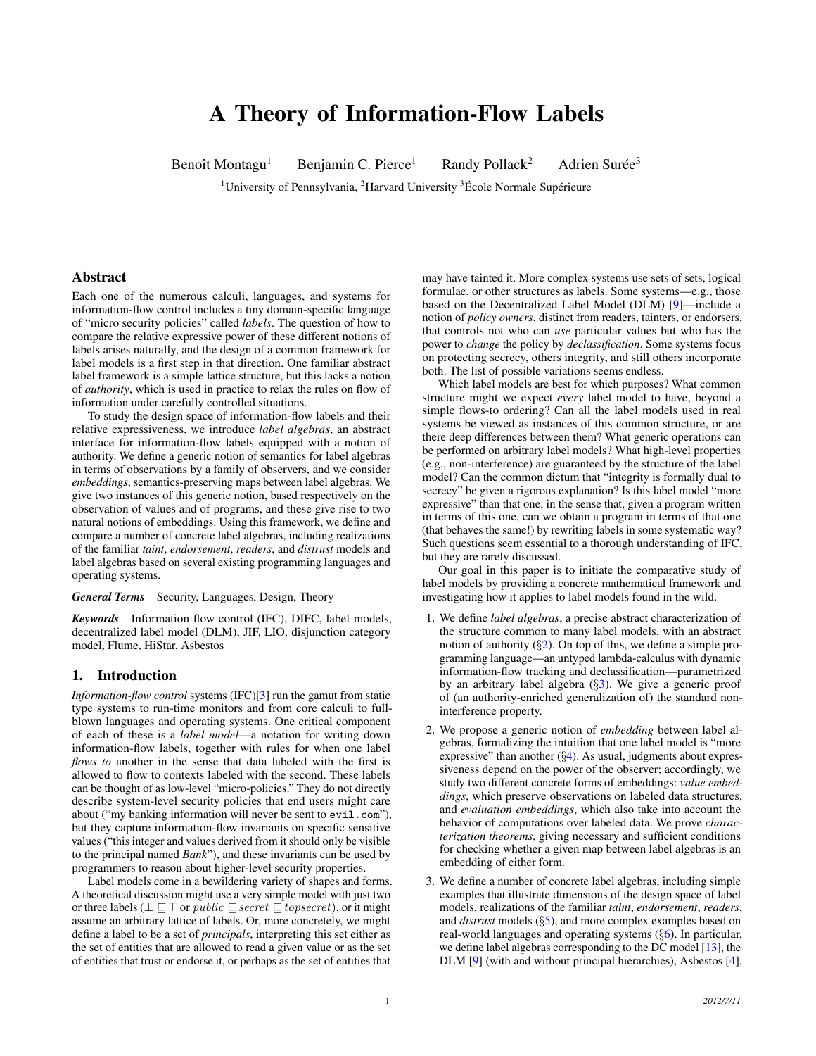# A Theory of Information-Flow Labels

Benoît Montagu[1] Benjamin C. Pierce[1] Randy Pollack[2] Adrien Surée[3]

[1]University of Pennsylvania, [2]Harvard University [3]École Normale Supérieure

## Abstract

Each one of the numerous calculi, languages, and systems for information-flow control includes a tiny domain-specific language of "micro security policies" called *labels*. The question of how to compare the relative expressive power of these different notions of labels arises naturally, and the design of a common framework for label models is a first step in that direction. One familiar abstract label framework is a simple lattice structure, but this lacks a notion of *authority*, which is used in practice to relax the rules on flow of information under carefully controlled situations.

To study the design space of information-flow labels and their relative expressiveness, we introduce *label algebras*, an abstract interface for information-flow labels equipped with a notion of authority. We define a generic notion of semantics for label algebras in terms of observations by a family of observers, and we consider *embeddings*, semantics-preserving maps between label algebras. We give two instances of this generic notion, based respectively on the observation of values and of programs, and these give rise to two natural notions of embeddings. Using this framework, we define and compare a number of concrete label algebras, including realizations of the familiar *taint*, *endorsement*, *readers*, and *distrust* models and label algebras based on several existing programming languages and operating systems.

***General Terms*** Security, Languages, Design, Theory

***Keywords*** Information flow control (IFC), DIFC, label models, decentralized label model (DLM), JIF, LIO, disjunction category model, Flume, HiStar, Asbestos

## 1. Introduction

*Information-flow control* systems (IFC)[3] run the gamut from static type systems to run-time monitors and from core calculi to full-blown languages and operating systems. One critical component of each of these is a *label model*—a notation for writing down information-flow labels, together with rules for when one label *flows to* another in the sense that data labeled with the first is allowed to flow to contexts labeled with the second. These labels can be thought of as low-level "micro-policies." They do not directly describe system-level security policies that end users might care about ("my banking information will never be sent to `evil.com`"), but they capture information-flow invariants on specific sensitive values ("this integer and values derived from it should only be visible to the principal named *Bank*"), and these invariants can be used by programmers to reason about higher-level security properties.

Label models come in a bewildering variety of shapes and forms. A theoretical discussion might use a very simple model with just two or three labels ($\bot \sqsubseteq \top$ or $public \sqsubseteq secret \sqsubseteq topsecret$), or it might assume an arbitrary lattice of labels. Or, more concretely, we might define a label to be a set of *principals*, interpreting this set either as the set of entities that are allowed to read a given value or as the set of entities that trust or endorse it, or perhaps as the set of entities that may have tainted it. More complex systems use sets of sets, logical formulae, or other structures as labels. Some systems—e.g., those based on the Decentralized Label Model (DLM) [9]—include a notion of *policy owners*, distinct from readers, tainters, or endorsers, that controls not who can *use* particular values but who has the power to *change* the policy by *declassification*. Some systems focus on protecting secrecy, others integrity, and still others incorporate both. The list of possible variations seems endless.

Which label models are best for which purposes? What common structure might we expect *every* label model to have, beyond a simple flows-to ordering? Can all the label models used in real systems be viewed as instances of this common structure, or are there deep differences between them? What generic operations can be performed on arbitrary label models? What high-level properties (e.g., non-interference) are guaranteed by the structure of the label model? Can the common dictum that "integrity is formally dual to secrecy" be given a rigorous explanation? Is this label model "more expressive" than that one, in the sense that, given a program written in terms of this one, can we obtain a program in terms of that one (that behaves the same!) by rewriting labels in some systematic way? Such questions seem essential to a thorough understanding of IFC, but they are rarely discussed.

Our goal in this paper is to initiate the comparative study of label models by providing a concrete mathematical framework and investigating how it applies to label models found in the wild.

1. We define *label algebras*, a precise abstract characterization of the structure common to many label models, with an abstract notion of authority (§2). On top of this, we define a simple programming language—an untyped lambda-calculus with dynamic information-flow tracking and declassification—parametrized by an arbitrary label algebra (§3). We give a generic proof of (an authority-enriched generalization of) the standard non-interference property.

2. We propose a generic notion of *embedding* between label algebras, formalizing the intuition that one label model is "more expressive" than another (§4). As usual, judgments about expressiveness depend on the power of the observer; accordingly, we study two different concrete forms of embeddings: *value embeddings*, which preserve observations on labeled data structures, and *evaluation embeddings*, which also take into account the behavior of computations over labeled data. We prove *characterization theorems*, giving necessary and sufficient conditions for checking whether a given map between label algebras is an embedding of either form.

3. We define a number of concrete label algebras, including simple examples that illustrate dimensions of the design space of label models, realizations of the familiar *taint*, *endorsement*, *readers*, and *distrust* models (§5), and more complex examples based on real-world languages and operating systems (§6). In particular, we define label algebras corresponding to the DC model [13], the DLM [9] (with and without principal hierarchies), Asbestos [4],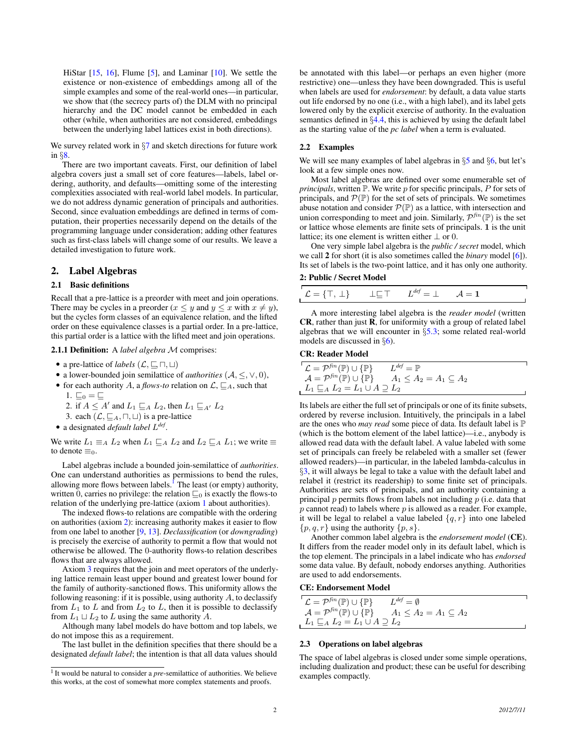HiStar [15, 16], Flume [5], and Laminar [10]. We settle the existence or non-existence of embeddings among all of the simple examples and some of the real-world ones—in particular, we show that (the secrecy parts of) the DLM with no principal hierarchy and the DC model cannot be embedded in each other (while, when authorities are not considered, embeddings between the underlying label lattices exist in both directions).

We survey related work in §7 and sketch directions for future work in §8.

There are two important caveats. First, our definition of label algebra covers just a small set of core features—labels, label ordering, authority, and defaults—omitting some of the interesting complexities associated with real-world label models. In particular, we do not address dynamic generation of principals and authorities. Second, since evaluation embeddings are defined in terms of computation, their properties necessarily depend on the details of the programming language under consideration; adding other features such as first-class labels will change some of our results. We leave a detailed investigation to future work.

## 2. Label Algebras

### 2.1 Basic definitions

Recall that a pre-lattice is a preorder with meet and join operations. There may be cycles in a preorder ($x \leq y$ and $y \leq x$ with $x \neq y$), but the cycles form classes of an equivalence relation, and the lifted order on these equivalence classes is a partial order. In a pre-lattice, this partial order is a lattice with the lifted meet and join operations.

**2.1.1 Definition:** A *label algebra* $\mathcal{M}$ comprises:

- a pre-lattice of *labels* $(\mathcal{L}, \sqsubseteq \sqcap, \sqcup)$
- a lower-bounded join semilattice of *authorities* $(\mathcal{A}, \leq, \vee, 0)$,
- for each authority $A$, a *flows-to* relation on $\mathcal{L}$, $\sqsubseteq_A$, such that
  1. $\sqsubseteq_0 = \sqsubseteq$
  2. if $A \leq A'$ and $L_1 \sqsubseteq_A L_2$, then $L_1 \sqsubseteq_{A'} L_2$
  3. each $(\mathcal{L}, \sqsubseteq_A, \sqcap, \sqcup)$ is a pre-lattice
- a designated *default label* $L^{def}$.

We write $L_1 \equiv_A L_2$ when $L_1 \sqsubseteq_A L_2$ and $L_2 \sqsubseteq_A L_1$; we write $\equiv$ to denote $\equiv_0$.

Label algebras include a bounded join-semilattice of *authorities*. One can understand authorities as permissions to bend the rules, allowing more flows between labels.[1] The least (or empty) authority, written 0, carries no privilege: the relation $\sqsubseteq_0$ is exactly the flows-to relation of the underlying pre-lattice (axiom 1 about authorities).

The indexed flows-to relations are compatible with the ordering on authorities (axiom 2): increasing authority makes it easier to flow from one label to another [9, 13]. *Declassification* (or *downgrading*) is precisely the exercise of authority to permit a flow that would not otherwise be allowed. The 0-authority flows-to relation describes flows that are always allowed.

Axiom 3 requires that the join and meet operators of the underlying lattice remain least upper bound and greatest lower bound for the family of authority-sanctioned flows. This uniformity allows the following reasoning: if it is possible, using authority $A$, to declassify from $L_1$ to $L$ and from $L_2$ to $L$, then it is possible to declassify from $L_1 \sqcup L_2$ to $L$ using the same authority $A$.

Although many label models do have bottom and top labels, we do not impose this as a requirement.

The last bullet in the definition specifies that there should be a designated *default label*; the intention is that all data values should be annotated with this label—or perhaps an even higher (more restrictive) one—unless they have been downgraded. This is useful when labels are used for *endorsement*: by default, a data value starts out life endorsed by no one (i.e., with a high label), and its label gets lowered only by the explicit exercise of authority. In the evaluation semantics defined in §4.4, this is achieved by using the default label as the starting value of the *pc label* when a term is evaluated.

### 2.2 Examples

We will see many examples of label algebras in §5 and §6, but let's look at a few simple ones now.

Most label algebras are defined over some enumerable set of *principals*, written $\mathbb{P}$. We write $p$ for specific principals, $P$ for sets of principals, and $\mathcal{P}(\mathbb{P})$ for the set of sets of principals. We sometimes abuse notation and consider $\mathcal{P}(\mathbb{P})$ as a lattice, with intersection and union corresponding to meet and join. Similarly, $\mathcal{P}^{fin}(\mathbb{P})$ is the set or lattice whose elements are finite sets of principals. **1** is the unit lattice; its one element is written either $\perp$ or 0.

One very simple label algebra is the *public / secret* model, which we call **2** for short (it is also sometimes called the *binary* model [6]). Its set of labels is the two-point lattice, and it has only one authority.

**2: Public / Secret Model**

$$\mathcal{L} = \{\top, \perp\} \qquad \perp \sqsubseteq \top \qquad L^{def} = \perp \qquad \mathcal{A} = \mathbf{1}$$

A more interesting label algebra is the *reader model* (written **CR**, rather than just **R**, for uniformity with a group of related label algebras that we will encounter in §5.3; some related real-world models are discussed in §6).

**CR: Reader Model**

$$\mathcal{L} = \mathcal{P}^{fin}(\mathbb{P}) \cup \{\mathbb{P}\} \qquad L^{def} = \mathbb{P}$$
$$\mathcal{A} = \mathcal{P}^{fin}(\mathbb{P}) \cup \{\mathbb{P}\} \qquad A_1 \leq A_2 = A_1 \subseteq A_2$$
$$L_1 \sqsubseteq_A L_2 = L_1 \cup A \supseteq L_2$$

Its labels are either the full set of principals or one of its finite subsets, ordered by reverse inclusion. Intuitively, the principals in a label are the ones who *may read* some piece of data. Its default label is $\mathbb{P}$ (which is the bottom element of the label lattice)—i.e., anybody is allowed read data with the default label. A value labeled with some set of principals can freely be relabeled with a smaller set (fewer allowed readers)—in particular, in the labeled lambda-calculus in §3, it will always be legal to take a value with the default label and relabel it (restrict its readership) to some finite set of principals. Authorities are sets of principals, and an authority containing a principal $p$ permits flows from labels not including $p$ (i.e. data that $p$ cannot read) to labels where $p$ is allowed as a reader. For example, it will be legal to relabel a value labeled $\{q, r\}$ into one labeled $\{p, q, r\}$ using the authority $\{p, s\}$.

Another common label algebra is the *endorsement model* (**CE**). It differs from the reader model only in its default label, which is the top element. The principals in a label indicate who has *endorsed* some data value. By default, nobody endorses anything. Authorities are used to add endorsements.

**CE: Endorsement Model**

$$\mathcal{L} = \mathcal{P}^{fin}(\mathbb{P}) \cup \{\mathbb{P}\} \qquad L^{def} = \emptyset$$
$$\mathcal{A} = \mathcal{P}^{fin}(\mathbb{P}) \cup \{\mathbb{P}\} \qquad A_1 \leq A_2 = A_1 \subseteq A_2$$
$$L_1 \sqsubseteq_A L_2 = L_1 \cup A \supseteq L_2$$

### 2.3 Operations on label algebras

The space of label algebras is closed under some simple operations, including dualization and product; these can be useful for describing examples compactly.

[1] It would be natural to consider a *pre*-semilattice of authorities. We believe this works, at the cost of somewhat more complex statements and proofs.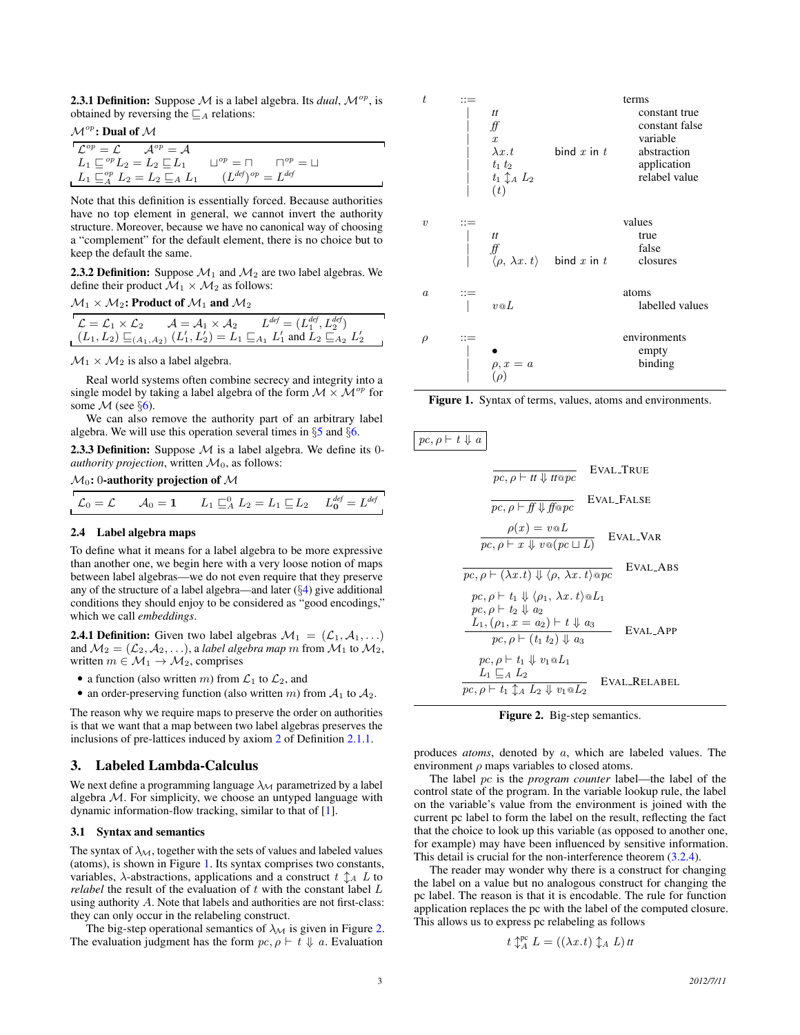**2.3.1 Definition:** Suppose $\mathcal{M}$ is a label algebra. Its *dual*, $\mathcal{M}^{op}$, is obtained by reversing the $\sqsubseteq_A$ relations:

**$\mathcal{M}^{op}$: Dual of $\mathcal{M}$**

$$\mathcal{L}^{op} = \mathcal{L} \qquad \mathcal{A}^{op} = \mathcal{A}$$
$$L_1 \sqsubseteq^{op} L_2 = L_2 \sqsubseteq L_1 \qquad \sqcup^{op} = \sqcap \qquad \sqcap^{op} = \sqcup$$
$$L_1 \sqsubseteq^{op}_A L_2 = L_2 \sqsubseteq_A L_1 \qquad (L^{def})^{op} = L^{def}$$

Note that this definition is essentially forced. Because authorities have no top element in general, we cannot invert the authority structure. Moreover, because we have no canonical way of choosing a "complement" for the default element, there is no choice but to keep the default the same.

**2.3.2 Definition:** Suppose $\mathcal{M}_1$ and $\mathcal{M}_2$ are two label algebras. We define their product $\mathcal{M}_1 \times \mathcal{M}_2$ as follows:

**$\mathcal{M}_1 \times \mathcal{M}_2$: Product of $\mathcal{M}_1$ and $\mathcal{M}_2$**

$$\mathcal{L} = \mathcal{L}_1 \times \mathcal{L}_2 \qquad \mathcal{A} = \mathcal{A}_1 \times \mathcal{A}_2 \qquad L^{def} = (L_1^{def}, L_2^{def})$$
$$(L_1, L_2) \sqsubseteq_{(A_1,A_2)} (L_1', L_2') = L_1 \sqsubseteq_{A_1} L_1' \text{ and } L_2 \sqsubseteq_{A_2} L_2'$$

$\mathcal{M}_1 \times \mathcal{M}_2$ is also a label algebra.

Real world systems often combine secrecy and integrity into a single model by taking a label algebra of the form $\mathcal{M} \times \mathcal{M}^{op}$ for some $\mathcal{M}$ (see §6).

We can also remove the authority part of an arbitrary label algebra. We will use this operation several times in §5 and §6.

**2.3.3 Definition:** Suppose $\mathcal{M}$ is a label algebra. We define its 0-*authority projection*, written $\mathcal{M}_0$, as follows:

**$\mathcal{M}_0$: 0-authority projection of $\mathcal{M}$**

$$\mathcal{L}_0 = \mathcal{L} \qquad \mathcal{A}_0 = \mathbf{1} \qquad L_1 \sqsubseteq^0_A L_2 = L_1 \sqsubseteq L_2 \qquad L_\mathbf{0}^{def} = L^{def}$$

### 2.4 Label algebra maps

To define what it means for a label algebra to be more expressive than another one, we begin here with a very loose notion of maps between label algebras—we do not even require that they preserve any of the structure of a label algebra—and later (§4) give additional conditions they should enjoy to be considered as "good encodings," which we call *embeddings*.

**2.4.1 Definition:** Given two label algebras $\mathcal{M}_1 = (\mathcal{L}_1, \mathcal{A}_1, \ldots)$ and $\mathcal{M}_2 = (\mathcal{L}_2, \mathcal{A}_2, \ldots)$, a *label algebra map* $m$ from $\mathcal{M}_1$ to $\mathcal{M}_2$, written $m \in \mathcal{M}_1 \to \mathcal{M}_2$, comprises

- a function (also written $m$) from $\mathcal{L}_1$ to $\mathcal{L}_2$, and
- an order-preserving function (also written $m$) from $\mathcal{A}_1$ to $\mathcal{A}_2$.

The reason why we require maps to preserve the order on authorities is that we want that a map between two label algebras preserves the inclusions of pre-lattices induced by axiom 2 of Definition 2.1.1.

## 3. Labeled Lambda-Calculus

We next define a programming language $\lambda_\mathcal{M}$ parametrized by a label algebra $\mathcal{M}$. For simplicity, we choose an untyped language with dynamic information-flow tracking, similar to that of [1].

### 3.1 Syntax and semantics

The syntax of $\lambda_\mathcal{M}$, together with the sets of values and labeled values (atoms), is shown in Figure 1. Its syntax comprises two constants, variables, $\lambda$-abstractions, applications and a construct $t \updownarrow_A L$ to *relabel* the result of the evaluation of $t$ with the constant label $L$ using authority $A$. Note that labels and authorities are not first-class: they can only occur in the relabeling construct.

The big-step operational semantics of $\lambda_\mathcal{M}$ is given in Figure 2. The evaluation judgment has the form $pc, \rho \vdash t \Downarrow a$. Evaluation produces *atoms*, denoted by $a$, which are labeled values. The environment $\rho$ maps variables to closed atoms.

| | | | | |
|---|---|---|---|---|
| $t$ | ::= | | | terms |
| | \| | $tt$ | | constant true |
| | \| | $f\!f$ | | constant false |
| | \| | $x$ | | variable |
| | \| | $\lambda x.t$ | bind $x$ in $t$ | abstraction |
| | \| | $t_1\ t_2$ | | application |
| | \| | $t_1 \updownarrow_A L_2$ | | relabel value |
| | \| | $(t)$ | | |
| $v$ | ::= | | | values |
| | \| | $tt$ | | true |
| | \| | $f\!f$ | | false |
| | \| | $\langle \rho,\ \lambda x.\ t \rangle$ | bind $x$ in $t$ | closures |
| $a$ | ::= | | | atoms |
| | \| | $v@L$ | | labelled values |
| $\rho$ | ::= | | | environments |
| | \| | $\bullet$ | | empty |
| | \| | $\rho, x = a$ | | binding |
| | \| | $(\rho)$ | | |

**Figure 1.** Syntax of terms, values, atoms and environments.

$\boxed{pc, \rho \vdash t \Downarrow a}$

$$\frac{}{pc, \rho \vdash tt \Downarrow tt@pc}\ \text{EVAL\_TRUE}$$

$$\frac{}{pc, \rho \vdash f\!f \Downarrow f\!f@pc}\ \text{EVAL\_FALSE}$$

$$\frac{\rho(x) = v@L}{pc, \rho \vdash x \Downarrow v@(pc \sqcup L)}\ \text{EVAL\_VAR}$$

$$\frac{}{pc, \rho \vdash (\lambda x.t) \Downarrow \langle \rho,\ \lambda x.\ t\rangle@pc}\ \text{EVAL\_ABS}$$

$$\frac{pc, \rho \vdash t_1 \Downarrow \langle \rho_1,\ \lambda x.\ t\rangle@L_1 \quad pc, \rho \vdash t_2 \Downarrow a_2 \quad L_1, (\rho_1, x = a_2) \vdash t \Downarrow a_3}{pc, \rho \vdash (t_1\ t_2) \Downarrow a_3}\ \text{EVAL\_APP}$$

$$\frac{pc, \rho \vdash t_1 \Downarrow v_1@L_1 \quad L_1 \sqsubseteq_A L_2}{pc, \rho \vdash t_1 \updownarrow_A L_2 \Downarrow v_1@L_2}\ \text{EVAL\_RELABEL}$$

**Figure 2.** Big-step semantics.

The label $pc$ is the *program counter* label—the label of the control state of the program. In the variable lookup rule, the label on the variable's value from the environment is joined with the current pc label to form the label on the result, reflecting the fact that the choice to look up this variable (as opposed to another one, for example) may have been influenced by sensitive information. This detail is crucial for the non-interference theorem (3.2.4).

The reader may wonder why there is a construct for changing the label on a value but no analogous construct for changing the pc label. The reason is that it is encodable. The rule for function application replaces the pc with the label of the computed closure. This allows us to express pc relabeling as follows

$$t \updownarrow^{pc}_A L = ((\lambda x.t) \updownarrow_A L)\, tt$$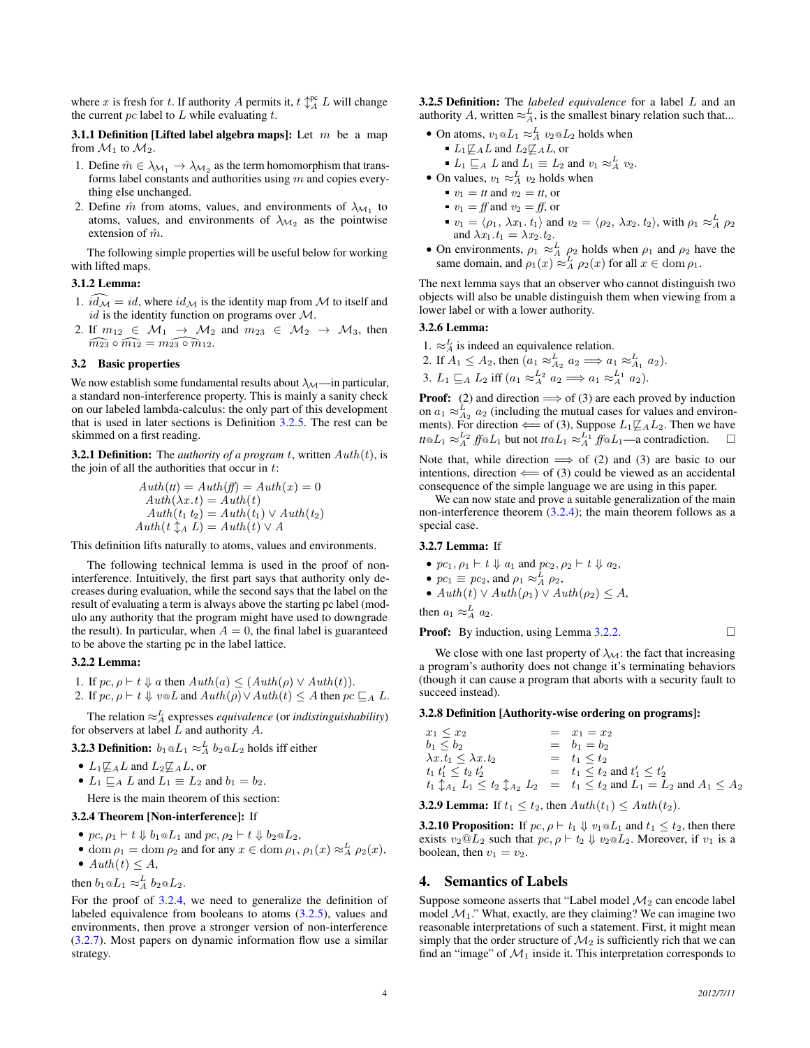where $x$ is fresh for $t$. If authority $A$ permits it, $t \updownarrow^{\text{pc}}_{A} L$ will change the current $pc$ label to $L$ while evaluating $t$.

**3.1.1 Definition [Lifted label algebra maps]:** Let $m$ be a map from $\mathcal{M}_1$ to $\mathcal{M}_2$.

1. Define $\hat{m} \in \lambda_{\mathcal{M}_1} \rightarrow \lambda_{\mathcal{M}_2}$ as the term homomorphism that transforms label constants and authorities using $m$ and copies everything else unchanged.
2. Define $\hat{m}$ from atoms, values, and environments of $\lambda_{\mathcal{M}_1}$ to atoms, values, and environments of $\lambda_{\mathcal{M}_2}$ as the pointwise extension of $\hat{m}$.

The following simple properties will be useful below for working with lifted maps.

**3.1.2 Lemma:**

1. $\widehat{id_{\mathcal{M}}} = id$, where $id_{\mathcal{M}}$ is the identity map from $\mathcal{M}$ to itself and $id$ is the identity function on programs over $\mathcal{M}$.
2. If $m_{12} \in \mathcal{M}_1 \rightarrow \mathcal{M}_2$ and $m_{23} \in \mathcal{M}_2 \rightarrow \mathcal{M}_3$, then $\widehat{m_{23}} \circ \widehat{m_{12}} = \widehat{m_{23} \circ m_{12}}$.

## 3.2 Basic properties

We now establish some fundamental results about $\lambda_{\mathcal{M}}$—in particular, a standard non-interference property. This is mainly a sanity check on our labeled lambda-calculus: the only part of this development that is used in later sections is Definition 3.2.5. The rest can be skimmed on a first reading.

**3.2.1 Definition:** The *authority of a program* $t$, written $Auth(t)$, is the join of all the authorities that occur in $t$:

$$
\begin{aligned}
Auth(tt) = Auth(ff) = Auth(x) &= 0 \\
Auth(\lambda x.t) &= Auth(t) \\
Auth(t_1\ t_2) &= Auth(t_1) \vee Auth(t_2) \\
Auth(t \updownarrow_A L) &= Auth(t) \vee A
\end{aligned}
$$

This definition lifts naturally to atoms, values and environments.

The following technical lemma is used in the proof of non-interference. Intuitively, the first part says that authority only decreases during evaluation, while the second says that the label on the result of evaluating a term is always above the starting pc label (modulo any authority that the program might have used to downgrade the result). In particular, when $A = 0$, the final label is guaranteed to be above the starting pc in the label lattice.

**3.2.2 Lemma:**

1. If $pc, \rho \vdash t \Downarrow a$ then $Auth(a) \leq (Auth(\rho) \vee Auth(t))$.
2. If $pc, \rho \vdash t \Downarrow v@L$ and $Auth(\rho) \vee Auth(t) \leq A$ then $pc \sqsubseteq_A L$.

The relation $\approx^L_A$ expresses *equivalence* (or *indistinguishability*) for observers at label $L$ and authority $A$.

**3.2.3 Definition:** $b_1@L_1 \approx^L_A b_2@L_2$ holds iff either

- $L_1 \not\sqsubseteq_A L$ and $L_2 \not\sqsubseteq_A L$, or
- $L_1 \sqsubseteq_A L$ and $L_1 \equiv L_2$ and $b_1 = b_2$.

Here is the main theorem of this section:

**3.2.4 Theorem [Non-interference]:** If

- $pc, \rho_1 \vdash t \Downarrow b_1@L_1$ and $pc, \rho_2 \vdash t \Downarrow b_2@L_2$,
- $\operatorname{dom} \rho_1 = \operatorname{dom} \rho_2$ and for any $x \in \operatorname{dom} \rho_1$, $\rho_1(x) \approx^L_A \rho_2(x)$,
- $Auth(t) \leq A$,

then $b_1@L_1 \approx^L_A b_2@L_2$.

For the proof of 3.2.4, we need to generalize the definition of labeled equivalence from booleans to atoms (3.2.5), values and environments, then prove a stronger version of non-interference (3.2.7). Most papers on dynamic information flow use a similar strategy.

**3.2.5 Definition:** The *labeled equivalence* for a label $L$ and an authority $A$, written $\approx^L_A$, is the smallest binary relation such that...

- On atoms, $v_1@L_1 \approx^L_A v_2@L_2$ holds when
  - $L_1 \not\sqsubseteq_A L$ and $L_2 \not\sqsubseteq_A L$, or
  - $L_1 \sqsubseteq_A L$ and $L_1 \equiv L_2$ and $v_1 \approx^L_A v_2$.
- On values, $v_1 \approx^L_A v_2$ holds when
  - $v_1 = tt$ and $v_2 = tt$, or
  - $v_1 = ff$ and $v_2 = ff$, or
  - $v_1 = \langle \rho_1, \lambda x_1.\ t_1 \rangle$ and $v_2 = \langle \rho_2, \lambda x_2.\ t_2 \rangle$, with $\rho_1 \approx^L_A \rho_2$ and $\lambda x_1.t_1 = \lambda x_2.t_2$.
- On environments, $\rho_1 \approx^L_A \rho_2$ holds when $\rho_1$ and $\rho_2$ have the same domain, and $\rho_1(x) \approx^L_A \rho_2(x)$ for all $x \in \operatorname{dom} \rho_1$.

The next lemma says that an observer who cannot distinguish two objects will also be unable distinguish them when viewing from a lower label or with a lower authority.

**3.2.6 Lemma:**

1. $\approx^L_A$ is indeed an equivalence relation.
2. If $A_1 \leq A_2$, then $(a_1 \approx^L_{A_2} a_2 \Longrightarrow a_1 \approx^L_{A_1} a_2)$.
3. $L_1 \sqsubseteq_A L_2$ iff $(a_1 \approx^{L_2}_A a_2 \Longrightarrow a_1 \approx^{L_1}_A a_2)$.

**Proof:** (2) and direction $\Longrightarrow$ of (3) are each proved by induction on $a_1 \approx^L_{A_2} a_2$ (including the mutual cases for values and environments). For direction $\Longleftarrow$ of (3), Suppose $L_1 \not\sqsubseteq_A L_2$. Then we have $tt@L_1 \approx^{L_2}_A ff@L_1$ but not $tt@L_1 \approx^{L_1}_A ff@L_1$—a contradiction. □

Note that, while direction $\Longrightarrow$ of (2) and (3) are basic to our intentions, direction $\Longleftarrow$ of (3) could be viewed as an accidental consequence of the simple language we are using in this paper.

We can now state and prove a suitable generalization of the main non-interference theorem (3.2.4); the main theorem follows as a special case.

**3.2.7 Lemma:** If

- $pc_1, \rho_1 \vdash t \Downarrow a_1$ and $pc_2, \rho_2 \vdash t \Downarrow a_2$,
- $pc_1 \equiv pc_2$, and $\rho_1 \approx^L_A \rho_2$,
- $Auth(t) \vee Auth(\rho_1) \vee Auth(\rho_2) \leq A$,

then $a_1 \approx^L_A a_2$.

**Proof:** By induction, using Lemma 3.2.2. □

We close with one last property of $\lambda_{\mathcal{M}}$: the fact that increasing a program's authority does not change it's terminating behaviors (though it can cause a program that aborts with a security fault to succeed instead).

**3.2.8 Definition [Authority-wise ordering on programs]:**

$$
\begin{aligned}
x_1 \leq x_2 &\quad=\quad x_1 = x_2 \\
b_1 \leq b_2 &\quad=\quad b_1 = b_2 \\
\lambda x.t_1 \leq \lambda x.t_2 &\quad=\quad t_1 \leq t_2 \\
t_1\ t_1' \leq t_2\ t_2' &\quad=\quad t_1 \leq t_2 \text{ and } t_1' \leq t_2' \\
t_1 \updownarrow_{A_1} L_1 \leq t_2 \updownarrow_{A_2} L_2 &\quad=\quad t_1 \leq t_2 \text{ and } L_1 = L_2 \text{ and } A_1 \leq A_2
\end{aligned}
$$

**3.2.9 Lemma:** If $t_1 \leq t_2$, then $Auth(t_1) \leq Auth(t_2)$.

**3.2.10 Proposition:** If $pc, \rho \vdash t_1 \Downarrow v_1@L_1$ and $t_1 \leq t_2$, then there exists $v_2@L_2$ such that $pc, \rho \vdash t_2 \Downarrow v_2@L_2$. Moreover, if $v_1$ is a boolean, then $v_1 = v_2$.

# 4. Semantics of Labels

Suppose someone asserts that "Label model $\mathcal{M}_2$ can encode label model $\mathcal{M}_1$." What, exactly, are they claiming? We can imagine two reasonable interpretations of such a statement. First, it might mean simply that the order structure of $\mathcal{M}_2$ is sufficiently rich that we can find an "image" of $\mathcal{M}_1$ inside it. This interpretation corresponds to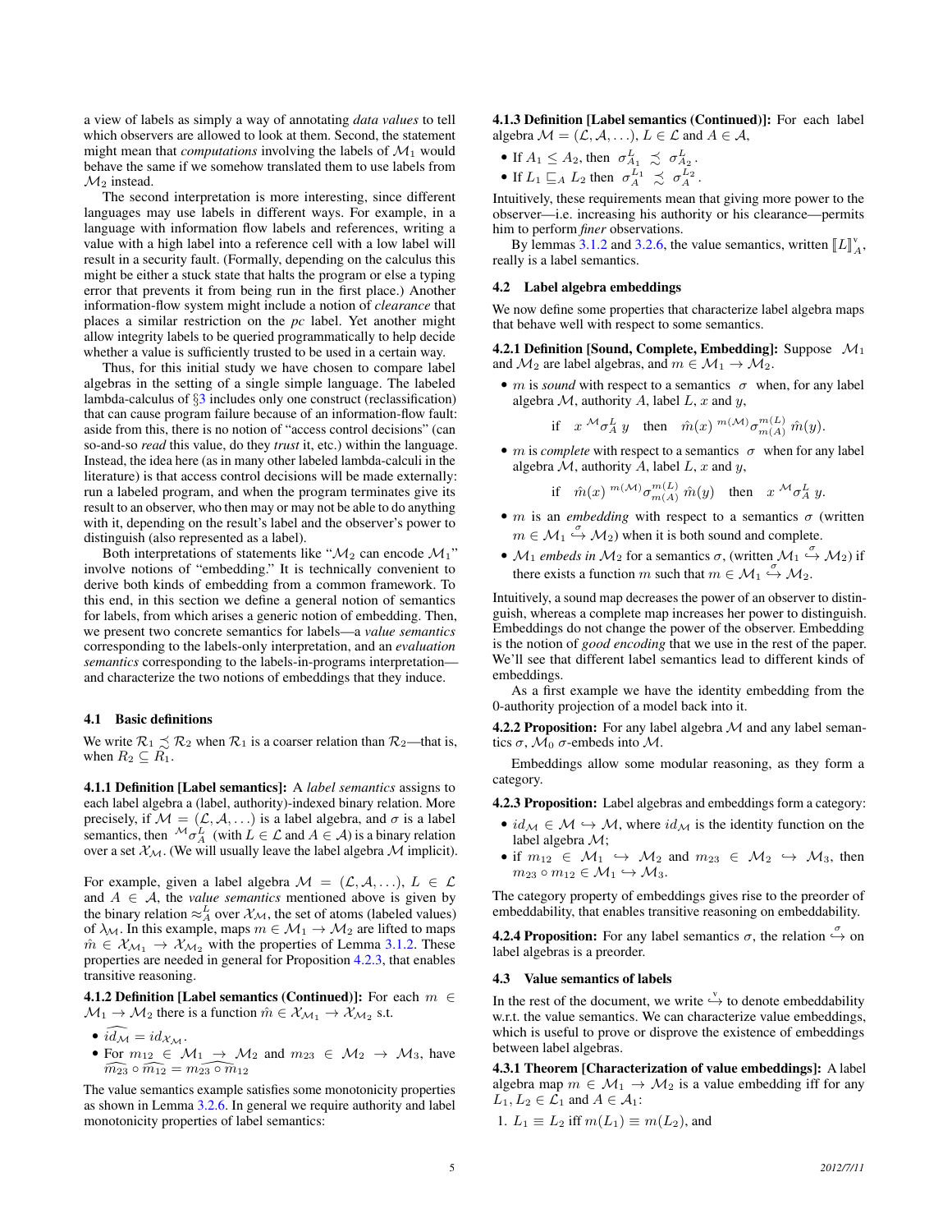a view of labels as simply a way of annotating *data values* to tell which observers are allowed to look at them. Second, the statement might mean that *computations* involving the labels of $\mathcal{M}_1$ would behave the same if we somehow translated them to use labels from $\mathcal{M}_2$ instead.

The second interpretation is more interesting, since different languages may use labels in different ways. For example, in a language with information flow labels and references, writing a value with a high label into a reference cell with a low label will result in a security fault. (Formally, depending on the calculus this might be either a stuck state that halts the program or else a typing error that prevents it from being run in the first place.) Another information-flow system might include a notion of *clearance* that places a similar restriction on the *pc* label. Yet another might allow integrity labels to be queried programmatically to help decide whether a value is sufficiently trusted to be used in a certain way.

Thus, for this initial study we have chosen to compare label algebras in the setting of a single simple language. The labeled lambda-calculus of §3 includes only one construct (reclassification) that can cause program failure because of an information-flow fault: aside from this, there is no notion of "access control decisions" (can so-and-so *read* this value, do they *trust* it, etc.) within the language. Instead, the idea here (as in many other labeled lambda-calculi in the literature) is that access control decisions will be made externally: run a labeled program, and when the program terminates give its result to an observer, who then may or may not be able to do anything with it, depending on the result's label and the observer's power to distinguish (also represented as a label).

Both interpretations of statements like "$\mathcal{M}_2$ can encode $\mathcal{M}_1$" involve notions of "embedding." It is technically convenient to derive both kinds of embedding from a common framework. To this end, in this section we define a general notion of semantics for labels, from which arises a generic notion of embedding. Then, we present two concrete semantics for labels—a *value semantics* corresponding to the labels-only interpretation, and an *evaluation semantics* corresponding to the labels-in-programs interpretation—and characterize the two notions of embeddings that they induce.

### 4.1 Basic definitions

We write $\mathcal{R}_1 \precsim \mathcal{R}_2$ when $\mathcal{R}_1$ is a coarser relation than $\mathcal{R}_2$—that is, when $R_2 \subseteq R_1$.

**4.1.1 Definition [Label semantics]:** A *label semantics* assigns to each label algebra a (label, authority)-indexed binary relation. More precisely, if $\mathcal{M} = (\mathcal{L}, \mathcal{A}, \ldots)$ is a label algebra, and $\sigma$ is a label semantics, then ${}^{\mathcal{M}}\sigma^L_A$ (with $L \in \mathcal{L}$ and $A \in \mathcal{A}$) is a binary relation over a set $\mathcal{X}_\mathcal{M}$. (We will usually leave the label algebra $\mathcal{M}$ implicit).

For example, given a label algebra $\mathcal{M} = (\mathcal{L}, \mathcal{A}, \ldots)$, $L \in \mathcal{L}$ and $A \in \mathcal{A}$, the *value semantics* mentioned above is given by the binary relation $\approx^L_A$ over $\mathcal{X}_\mathcal{M}$, the set of atoms (labeled values) of $\lambda_\mathcal{M}$. In this example, maps $m \in \mathcal{M}_1 \to \mathcal{M}_2$ are lifted to maps $\hat{m} \in \mathcal{X}_{\mathcal{M}_1} \to \mathcal{X}_{\mathcal{M}_2}$ with the properties of Lemma 3.1.2. These properties are needed in general for Proposition 4.2.3, that enables transitive reasoning.

**4.1.2 Definition [Label semantics (Continued)]:** For each $m \in \mathcal{M}_1 \to \mathcal{M}_2$ there is a function $\hat{m} \in \mathcal{X}_{\mathcal{M}_1} \to \mathcal{X}_{\mathcal{M}_2}$ s.t.

- $\widehat{id_\mathcal{M}} = id_{\mathcal{X}_\mathcal{M}}$.
- For $m_{12} \in \mathcal{M}_1 \to \mathcal{M}_2$ and $m_{23} \in \mathcal{M}_2 \to \mathcal{M}_3$, have $\widehat{m_{23}} \circ \widehat{m_{12}} = \widehat{m_{23} \circ m_{12}}$

The value semantics example satisfies some monotonicity properties as shown in Lemma 3.2.6. In general we require authority and label monotonicity properties of label semantics:

**4.1.3 Definition [Label semantics (Continued)]:** For each label algebra $\mathcal{M} = (\mathcal{L}, \mathcal{A}, \ldots)$, $L \in \mathcal{L}$ and $A \in \mathcal{A}$,

- If $A_1 \leq A_2$, then $\sigma^L_{A_1} \precsim \sigma^L_{A_2}$.
- If $L_1 \sqsubseteq_A L_2$ then $\sigma^{L_1}_A \precsim \sigma^{L_2}_A$.

Intuitively, these requirements mean that giving more power to the observer—i.e. increasing his authority or his clearance—permits him to perform *finer* observations.

By lemmas 3.1.2 and 3.2.6, the value semantics, written $[\![L]\!]^{\mathrm{v}}_A$, really is a label semantics.

### 4.2 Label algebra embeddings

We now define some properties that characterize label algebra maps that behave well with respect to some semantics.

**4.2.1 Definition [Sound, Complete, Embedding]:** Suppose $\mathcal{M}_1$ and $\mathcal{M}_2$ are label algebras, and $m \in \mathcal{M}_1 \to \mathcal{M}_2$.

- $m$ is *sound* with respect to a semantics $\sigma$ when, for any label algebra $\mathcal{M}$, authority $A$, label $L$, $x$ and $y$,

$$\text{if} \quad x\ {}^{\mathcal{M}}\sigma^L_A\ y \quad \text{then} \quad \hat{m}(x)\ {}^{m(\mathcal{M})}\sigma^{m(L)}_{m(A)}\ \hat{m}(y).$$

- $m$ is *complete* with respect to a semantics $\sigma$ when for any label algebra $\mathcal{M}$, authority $A$, label $L$, $x$ and $y$,

$$\text{if} \quad \hat{m}(x)\ {}^{m(\mathcal{M})}\sigma^{m(L)}_{m(A)}\ \hat{m}(y) \quad \text{then} \quad x\ {}^{\mathcal{M}}\sigma^L_A\ y.$$

- $m$ is an *embedding* with respect to a semantics $\sigma$ (written $m \in \mathcal{M}_1 \overset{\sigma}{\hookrightarrow} \mathcal{M}_2$) when it is both sound and complete.
- $\mathcal{M}_1$ *embeds in* $\mathcal{M}_2$ for a semantics $\sigma$, (written $\mathcal{M}_1 \overset{\sigma}{\hookrightarrow} \mathcal{M}_2$) if there exists a function $m$ such that $m \in \mathcal{M}_1 \overset{\sigma}{\hookrightarrow} \mathcal{M}_2$.

Intuitively, a sound map decreases the power of an observer to distinguish, whereas a complete map increases her power to distinguish. Embeddings do not change the power of the observer. Embedding is the notion of *good encoding* that we use in the rest of the paper. We'll see that different label semantics lead to different kinds of embeddings.

As a first example we have the identity embedding from the 0-authority projection of a model back into it.

**4.2.2 Proposition:** For any label algebra $\mathcal{M}$ and any label semantics $\sigma$, $\mathcal{M}_0$ $\sigma$-embeds into $\mathcal{M}$.

Embeddings allow some modular reasoning, as they form a category.

**4.2.3 Proposition:** Label algebras and embeddings form a category:

- $id_\mathcal{M} \in \mathcal{M} \hookrightarrow \mathcal{M}$, where $id_\mathcal{M}$ is the identity function on the label algebra $\mathcal{M}$;
- if $m_{12} \in \mathcal{M}_1 \hookrightarrow \mathcal{M}_2$ and $m_{23} \in \mathcal{M}_2 \hookrightarrow \mathcal{M}_3$, then $m_{23} \circ m_{12} \in \mathcal{M}_1 \hookrightarrow \mathcal{M}_3$.

The category property of embeddings gives rise to the preorder of embeddability, that enables transitive reasoning on embeddability.

**4.2.4 Proposition:** For any label semantics $\sigma$, the relation $\overset{\sigma}{\hookrightarrow}$ on label algebras is a preorder.

### 4.3 Value semantics of labels

In the rest of the document, we write $\overset{\mathrm{v}}{\hookrightarrow}$ to denote embeddability w.r.t. the value semantics. We can characterize value embeddings, which is useful to prove or disprove the existence of embeddings between label algebras.

**4.3.1 Theorem [Characterization of value embeddings]:** A label algebra map $m \in \mathcal{M}_1 \to \mathcal{M}_2$ is a value embedding iff for any $L_1, L_2 \in \mathcal{L}_1$ and $A \in \mathcal{A}_1$:

1. $L_1 \equiv L_2$ iff $m(L_1) \equiv m(L_2)$, and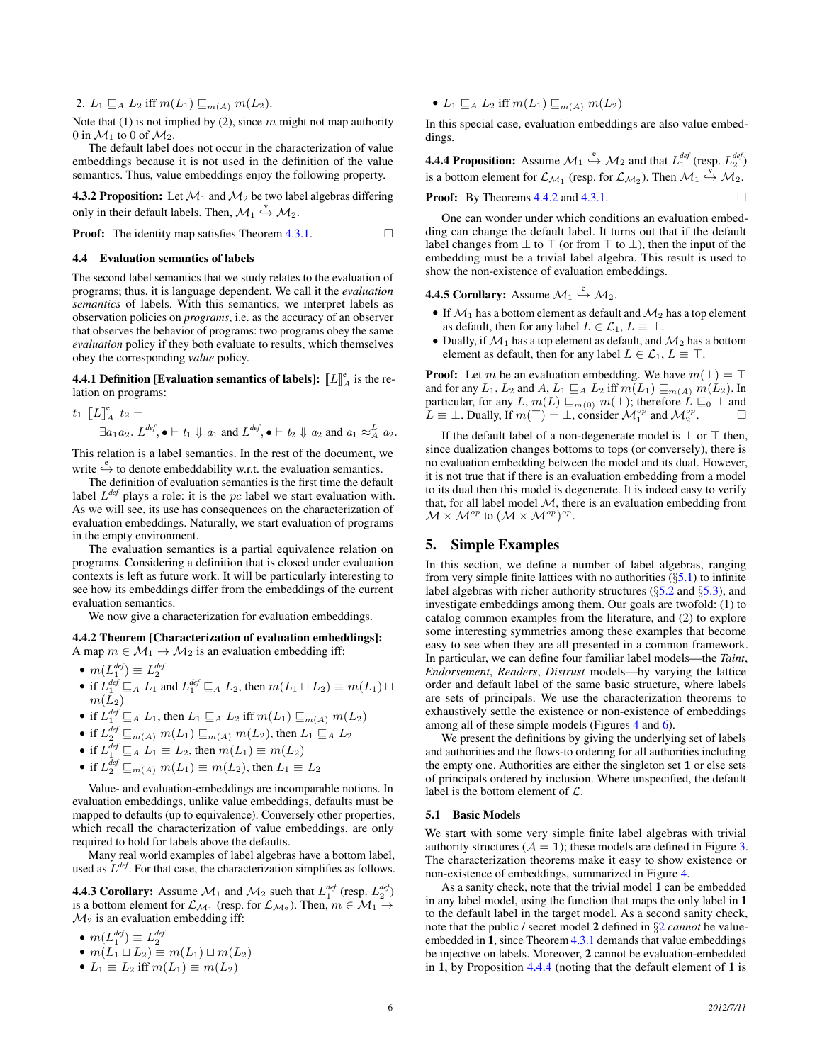2. $L_1 \sqsubseteq_A L_2$ iff $m(L_1) \sqsubseteq_{m(A)} m(L_2)$.

Note that (1) is not implied by (2), since $m$ might not map authority 0 in $\mathcal{M}_1$ to 0 of $\mathcal{M}_2$.

The default label does not occur in the characterization of value embeddings because it is not used in the definition of the value semantics. Thus, value embeddings enjoy the following property.

**4.3.2 Proposition:** Let $\mathcal{M}_1$ and $\mathcal{M}_2$ be two label algebras differing only in their default labels. Then, $\mathcal{M}_1 \overset{v}{\hookrightarrow} \mathcal{M}_2$.

**Proof:** The identity map satisfies Theorem 4.3.1. □

### 4.4 Evaluation semantics of labels

The second label semantics that we study relates to the evaluation of programs; thus, it is language dependent. We call it the *evaluation semantics* of labels. With this semantics, we interpret labels as observation policies on *programs*, i.e. as the accuracy of an observer that observes the behavior of programs: two programs obey the same *evaluation* policy if they both evaluate to results, which themselves obey the corresponding *value* policy.

**4.4.1 Definition [Evaluation semantics of labels]:** $[\![L]\!]^e_A$ is the relation on programs:

$$t_1\ [\![L]\!]^e_A\ t_2 = \exists a_1 a_2.\ L^{def}, \bullet \vdash t_1 \Downarrow a_1 \text{ and } L^{def}, \bullet \vdash t_2 \Downarrow a_2 \text{ and } a_1 \approx^L_A a_2.$$

This relation is a label semantics. In the rest of the document, we write $\overset{e}{\hookrightarrow}$ to denote embeddability w.r.t. the evaluation semantics.

The definition of evaluation semantics is the first time the default label $L^{def}$ plays a role: it is the *pc* label we start evaluation with. As we will see, its use has consequences on the characterization of evaluation embeddings. Naturally, we start evaluation of programs in the empty environment.

The evaluation semantics is a partial equivalence relation on programs. Considering a definition that is closed under evaluation contexts is left as future work. It will be particularly interesting to see how its embeddings differ from the embeddings of the current evaluation semantics.

We now give a characterization for evaluation embeddings.

**4.4.2 Theorem [Characterization of evaluation embeddings]:** A map $m \in \mathcal{M}_1 \to \mathcal{M}_2$ is an evaluation embedding iff:

- $m(L_1^{def}) \equiv L_2^{def}$
- if $L_1^{def} \sqsubseteq_A L_1$ and $L_1^{def} \sqsubseteq_A L_2$, then $m(L_1 \sqcup L_2) \equiv m(L_1) \sqcup m(L_2)$
- if $L_1^{def} \sqsubseteq_A L_1$, then $L_1 \sqsubseteq_A L_2$ iff $m(L_1) \sqsubseteq_{m(A)} m(L_2)$
- if $L_2^{def} \sqsubseteq_{m(A)} m(L_1) \sqsubseteq_{m(A)} m(L_2)$, then $L_1 \sqsubseteq_A L_2$
- if $L_1^{def} \sqsubseteq_A L_1 \equiv L_2$, then $m(L_1) \equiv m(L_2)$
- if $L_2^{def} \sqsubseteq_{m(A)} m(L_1) \equiv m(L_2)$, then $L_1 \equiv L_2$

Value- and evaluation-embeddings are incomparable notions. In evaluation embeddings, unlike value embeddings, defaults must be mapped to defaults (up to equivalence). Conversely other properties, which recall the characterization of value embeddings, are only required to hold for labels above the defaults.

Many real world examples of label algebras have a bottom label, used as $L^{def}$. For that case, the characterization simplifies as follows.

**4.4.3 Corollary:** Assume $\mathcal{M}_1$ and $\mathcal{M}_2$ such that $L_1^{def}$ (resp. $L_2^{def}$) is a bottom element for $\mathcal{L}_{\mathcal{M}_1}$ (resp. for $\mathcal{L}_{\mathcal{M}_2}$). Then, $m \in \mathcal{M}_1 \to \mathcal{M}_2$ is an evaluation embedding iff:

- $m(L_1^{def}) \equiv L_2^{def}$
- $m(L_1 \sqcup L_2) \equiv m(L_1) \sqcup m(L_2)$
- $L_1 \equiv L_2$ iff $m(L_1) \equiv m(L_2)$
- $L_1 \sqsubseteq_A L_2$ iff $m(L_1) \sqsubseteq_{m(A)} m(L_2)$

In this special case, evaluation embeddings are also value embeddings.

**4.4.4 Proposition:** Assume $\mathcal{M}_1 \overset{e}{\hookrightarrow} \mathcal{M}_2$ and that $L_1^{def}$ (resp. $L_2^{def}$) is a bottom element for $\mathcal{L}_{\mathcal{M}_1}$ (resp. for $\mathcal{L}_{\mathcal{M}_2}$). Then $\mathcal{M}_1 \overset{v}{\hookrightarrow} \mathcal{M}_2$.

**Proof:** By Theorems 4.4.2 and 4.3.1. □

One can wonder under which conditions an evaluation embedding can change the default label. It turns out that if the default label changes from $\bot$ to $\top$ (or from $\top$ to $\bot$), then the input of the embedding must be a trivial label algebra. This result is used to show the non-existence of evaluation embeddings.

**4.4.5 Corollary:** Assume $\mathcal{M}_1 \overset{e}{\hookrightarrow} \mathcal{M}_2$.

- If $\mathcal{M}_1$ has a bottom element as default and $\mathcal{M}_2$ has a top element as default, then for any label $L \in \mathcal{L}_1$, $L \equiv \bot$.
- Dually, if $\mathcal{M}_1$ has a top element as default, and $\mathcal{M}_2$ has a bottom element as default, then for any label $L \in \mathcal{L}_1$, $L \equiv \top$.

**Proof:** Let $m$ be an evaluation embedding. We have $m(\bot) = \top$ and for any $L_1$, $L_2$ and $A$, $L_1 \sqsubseteq_A L_2$ iff $m(L_1) \sqsubseteq_{m(A)} m(L_2)$. In particular, for any $L$, $m(L) \sqsubseteq_{m(0)} m(\bot)$; therefore $L \sqsubseteq_0 \bot$ and $L \equiv \bot$. Dually, If $m(\top) = \bot$, consider $\mathcal{M}_1^{op}$ and $\mathcal{M}_2^{op}$. □

If the default label of a non-degenerate model is $\bot$ or $\top$ then, since dualization changes bottoms to tops (or conversely), there is no evaluation embedding between the model and its dual. However, it is not true that if there is an evaluation embedding from a model to its dual then this model is degenerate. It is indeed easy to verify that, for all label model $\mathcal{M}$, there is an evaluation embedding from $\mathcal{M} \times \mathcal{M}^{op}$ to $(\mathcal{M} \times \mathcal{M}^{op})^{op}$.

## 5. Simple Examples

In this section, we define a number of label algebras, ranging from very simple finite lattices with no authorities (§5.1) to infinite label algebras with richer authority structures (§5.2 and §5.3), and investigate embeddings among them. Our goals are twofold: (1) to catalog common examples from the literature, and (2) to explore some interesting symmetries among these examples that become easy to see when they are all presented in a common framework. In particular, we can define four familiar label models—the *Taint*, *Endorsement*, *Readers*, *Distrust* models—by varying the lattice order and default label of the same basic structure, where labels are sets of principals. We use the characterization theorems to exhaustively settle the existence or non-existence of embeddings among all of these simple models (Figures 4 and 6).

We present the definitions by giving the underlying set of labels and authorities and the flows-to ordering for all authorities including the empty one. Authorities are either the singleton set **1** or else sets of principals ordered by inclusion. Where unspecified, the default label is the bottom element of $\mathcal{L}$.

### 5.1 Basic Models

We start with some very simple finite label algebras with trivial authority structures ($\mathcal{A} = \mathbf{1}$); these models are defined in Figure 3. The characterization theorems make it easy to show existence or non-existence of embeddings, summarized in Figure 4.

As a sanity check, note that the trivial model **1** can be embedded in any label model, using the function that maps the only label in **1** to the default label in the target model. As a second sanity check, note that the public / secret model **2** defined in §2 *cannot* be value-embedded in **1**, since Theorem 4.3.1 demands that value embeddings be injective on labels. Moreover, **2** cannot be evaluation-embedded in **1**, by Proposition 4.4.4 (noting that the default element of **1** is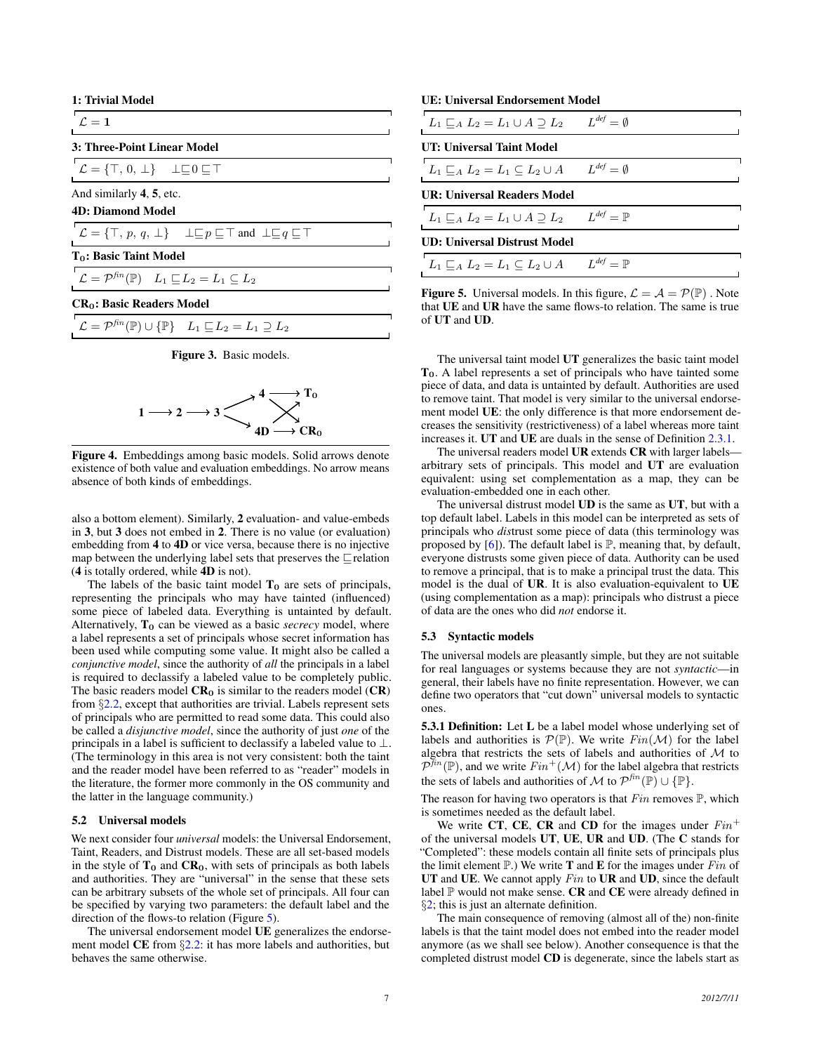**1: Trivial Model**

$\mathcal{L} = \mathbf{1}$

**3: Three-Point Linear Model**

$\mathcal{L} = \{\top, 0, \bot\} \quad \bot \sqsubseteq 0 \sqsubseteq \top$

And similarly **4**, **5**, etc.

**4D: Diamond Model**

$\mathcal{L} = \{\top, p, q, \bot\} \quad \bot \sqsubseteq p \sqsubseteq \top$ and $\bot \sqsubseteq q \sqsubseteq \top$

**$\mathbf{T_0}$: Basic Taint Model**

$\mathcal{L} = \mathcal{P}^{fin}(\mathbb{P}) \quad L_1 \sqsubseteq L_2 = L_1 \subseteq L_2$

**$\mathbf{CR_0}$: Basic Readers Model**

$\mathcal{L} = \mathcal{P}^{fin}(\mathbb{P}) \cup \{\mathbb{P}\} \quad L_1 \sqsubseteq L_2 = L_1 \supseteq L_2$

**Figure 3.** Basic models.

$$\mathbf{1} \longrightarrow \mathbf{2} \longrightarrow \mathbf{3} \quad \mathbf{3} \to \mathbf{4},\ \mathbf{3} \to \mathbf{4D},\ \mathbf{4} \to \mathbf{T_0},\ \mathbf{4} \to \mathbf{CR_0},\ \mathbf{4D} \to \mathbf{T_0},\ \mathbf{4D} \to \mathbf{CR_0}$$

**Figure 4.** Embeddings among basic models. Solid arrows denote existence of both value and evaluation embeddings. No arrow means absence of both kinds of embeddings.

also a bottom element). Similarly, **2** evaluation- and value-embeds in **3**, but **3** does not embed in **2**. There is no value (or evaluation) embedding from **4** to **4D** or vice versa, because there is no injective map between the underlying label sets that preserves the $\sqsubseteq$relation (**4** is totally ordered, while **4D** is not).

The labels of the basic taint model $\mathbf{T_0}$ are sets of principals, representing the principals who may have tainted (influenced) some piece of labeled data. Everything is untainted by default. Alternatively, $\mathbf{T_0}$ can be viewed as a basic *secrecy* model, where a label represents a set of principals whose secret information has been used while computing some value. It might also be called a *conjunctive model*, since the authority of *all* the principals in a label is required to declassify a labeled value to be completely public. The basic readers model $\mathbf{CR_0}$ is similar to the readers model (**CR**) from §2.2, except that authorities are trivial. Labels represent sets of principals who are permitted to read some data. This could also be called a *disjunctive model*, since the authority of just *one* of the principals in a label is sufficient to declassify a labeled value to $\bot$. (The terminology in this area is not very consistent: both the taint and the reader model have been referred to as "reader" models in the literature, the former more commonly in the OS community and the latter in the language community.)

### 5.2 Universal models

We next consider four *universal* models: the Universal Endorsement, Taint, Readers, and Distrust models. These are all set-based models in the style of $\mathbf{T_0}$ and $\mathbf{CR_0}$, with sets of principals as both labels and authorities. They are "universal" in the sense that these sets can be arbitrary subsets of the whole set of principals. All four can be specified by varying two parameters: the default label and the direction of the flows-to relation (Figure 5).

The universal endorsement model **UE** generalizes the endorsement model **CE** from §2.2: it has more labels and authorities, but behaves the same otherwise.

**UE: Universal Endorsement Model**

$L_1 \sqsubseteq_A L_2 = L_1 \cup A \supseteq L_2 \qquad L^{def} = \emptyset$

**UT: Universal Taint Model**

$L_1 \sqsubseteq_A L_2 = L_1 \subseteq L_2 \cup A \qquad L^{def} = \emptyset$

**UR: Universal Readers Model**

$L_1 \sqsubseteq_A L_2 = L_1 \cup A \supseteq L_2 \qquad L^{def} = \mathbb{P}$

**UD: Universal Distrust Model**

$L_1 \sqsubseteq_A L_2 = L_1 \subseteq L_2 \cup A \qquad L^{def} = \mathbb{P}$

**Figure 5.** Universal models. In this figure, $\mathcal{L} = \mathcal{A} = \mathcal{P}(\mathbb{P})$ . Note that **UE** and **UR** have the same flows-to relation. The same is true of **UT** and **UD**.

The universal taint model **UT** generalizes the basic taint model $\mathbf{T_0}$. A label represents a set of principals who have tainted some piece of data, and data is untainted by default. Authorities are used to remove taint. That model is very similar to the universal endorsement model **UE**: the only difference is that more endorsement decreases the sensitivity (restrictiveness) of a label whereas more taint increases it. **UT** and **UE** are duals in the sense of Definition 2.3.1.

The universal readers model **UR** extends **CR** with larger labels—arbitrary sets of principals. This model and **UT** are evaluation equivalent: using set complementation as a map, they can be evaluation-embedded one in each other.

The universal distrust model **UD** is the same as **UT**, but with a top default label. Labels in this model can be interpreted as sets of principals who *dis*trust some piece of data (this terminology was proposed by [6]). The default label is $\mathbb{P}$, meaning that, by default, everyone distrusts some given piece of data. Authority can be used to remove a principal, that is to make a principal trust the data. This model is the dual of **UR**. It is also evaluation-equivalent to **UE** (using complementation as a map): principals who distrust a piece of data are the ones who did *not* endorse it.

### 5.3 Syntactic models

The universal models are pleasantly simple, but they are not suitable for real languages or systems because they are not *syntactic*—in general, their labels have no finite representation. However, we can define two operators that "cut down" universal models to syntactic ones.

**5.3.1 Definition:** Let **L** be a label model whose underlying set of labels and authorities is $\mathcal{P}(\mathbb{P})$. We write $Fin(\mathcal{M})$ for the label algebra that restricts the sets of labels and authorities of $\mathcal{M}$ to $\mathcal{P}^{fin}(\mathbb{P})$, and we write $Fin^+(\mathcal{M})$ for the label algebra that restricts the sets of labels and authorities of $\mathcal{M}$ to $\mathcal{P}^{fin}(\mathbb{P}) \cup \{\mathbb{P}\}$.

The reason for having two operators is that $Fin$ removes $\mathbb{P}$, which is sometimes needed as the default label.

We write **CT**, **CE**, **CR** and **CD** for the images under $Fin^+$ of the universal models **UT**, **UE**, **UR** and **UD**. (The **C** stands for "Completed": these models contain all finite sets of principals plus the limit element $\mathbb{P}$.) We write **T** and **E** for the images under $Fin$ of **UT** and **UE**. We cannot apply $Fin$ to **UR** and **UD**, since the default label $\mathbb{P}$ would not make sense. **CR** and **CE** were already defined in §2; this is just an alternate definition.

The main consequence of removing (almost all of the) non-finite labels is that the taint model does not embed into the reader model anymore (as we shall see below). Another consequence is that the completed distrust model **CD** is degenerate, since the labels start as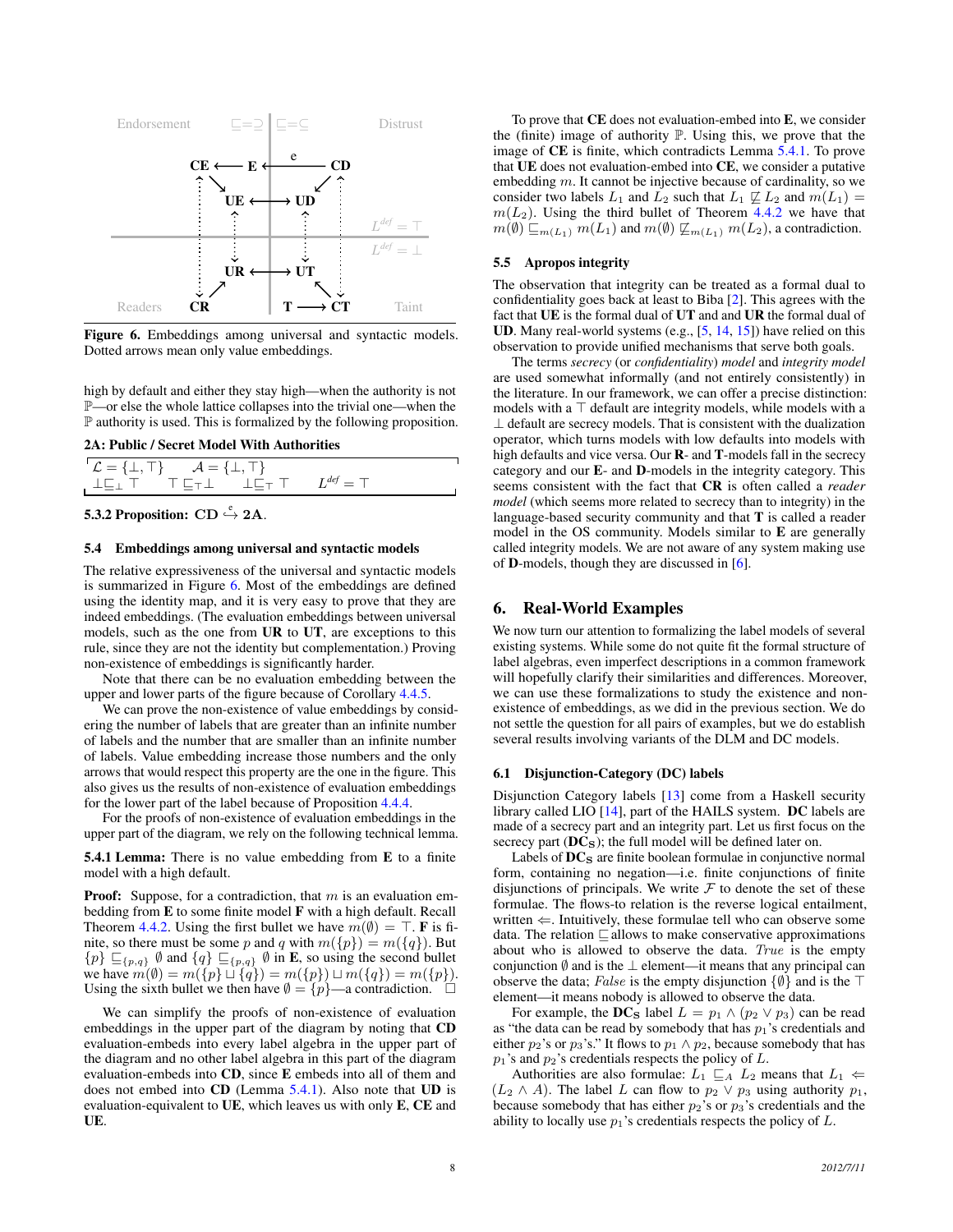Figure 6. Embeddings among universal and syntactic models. Dotted arrows mean only value embeddings.

high by default and either they stay high—when the authority is not $\mathbb{P}$—or else the whole lattice collapses into the trivial one—when the $\mathbb{P}$ authority is used. This is formalized by the following proposition.

**2A: Public / Secret Model With Authorities**

| $\mathcal{L} = \{\bot, \top\}$ | $\mathcal{A} = \{\bot, \top\}$ | | |
|---|---|---|---|
| $\bot \sqsubseteq_\bot \top$ | $\top \sqsubseteq_\top \bot$ | $\bot \sqsubseteq_\top \top$ | $L^{def} = \top$ |

**5.3.2 Proposition:** $\mathbf{CD} \overset{e}{\hookrightarrow} \mathbf{2A}$.

### 5.4 Embeddings among universal and syntactic models

The relative expressiveness of the universal and syntactic models is summarized in Figure 6. Most of the embeddings are defined using the identity map, and it is very easy to prove that they are indeed embeddings. (The evaluation embeddings between universal models, such as the one from **UR** to **UT**, are exceptions to this rule, since they are not the identity but complementation.) Proving non-existence of embeddings is significantly harder.

Note that there can be no evaluation embedding between the upper and lower parts of the figure because of Corollary 4.4.5.

We can prove the non-existence of value embeddings by considering the number of labels that are greater than an infinite number of labels and the number that are smaller than an infinite number of labels. Value embedding increase those numbers and the only arrows that would respect this property are the one in the figure. This also gives us the results of non-existence of evaluation embeddings for the lower part of the label because of Proposition 4.4.4.

For the proofs of non-existence of evaluation embeddings in the upper part of the diagram, we rely on the following technical lemma.

**5.4.1 Lemma:** There is no value embedding from **E** to a finite model with a high default.

**Proof:** Suppose, for a contradiction, that $m$ is an evaluation embedding from **E** to some finite model **F** with a high default. Recall Theorem 4.4.2. Using the first bullet we have $m(\emptyset) = \top$. **F** is finite, so there must be some $p$ and $q$ with $m(\{p\}) = m(\{q\})$. But $\{p\} \sqsubseteq_{\{p,q\}} \emptyset$ and $\{q\} \sqsubseteq_{\{p,q\}} \emptyset$ in **E**, so using the second bullet we have $m(\emptyset) = m(\{p\} \sqcup \{q\}) = m(\{p\}) \sqcup m(\{q\}) = m(\{p\})$. Using the sixth bullet we then have $\emptyset = \{p\}$—a contradiction. □

We can simplify the proofs of non-existence of evaluation embeddings in the upper part of the diagram by noting that **CD** evaluation-embeds into every label algebra in the upper part of the diagram and no other label algebra in this part of the diagram evaluation-embeds into **CD**, since **E** embeds into all of them and does not embed into **CD** (Lemma 5.4.1). Also note that **UD** is evaluation-equivalent to **UE**, which leaves us with only **E**, **CE** and **UE**.

To prove that **CE** does not evaluation-embed into **E**, we consider the (finite) image of authority $\mathbb{P}$. Using this, we prove that the image of **CE** is finite, which contradicts Lemma 5.4.1. To prove that **UE** does not evaluation-embed into **CE**, we consider a putative embedding $m$. It cannot be injective because of cardinality, so we consider two labels $L_1$ and $L_2$ such that $L_1 \not\sqsubseteq L_2$ and $m(L_1) = m(L_2)$. Using the third bullet of Theorem 4.4.2 we have that $m(\emptyset) \sqsubseteq_{m(L_1)} m(L_1)$ and $m(\emptyset) \not\sqsubseteq_{m(L_1)} m(L_2)$, a contradiction.

### 5.5 Apropos integrity

The observation that integrity can be treated as a formal dual to confidentiality goes back at least to Biba [2]. This agrees with the fact that **UE** is the formal dual of **UT** and **UR** the formal dual of **UD**. Many real-world systems (e.g., [5, 14, 15]) have relied on this observation to provide unified mechanisms that serve both goals.

The terms *secrecy* (or *confidentiality*) *model* and *integrity model* are used somewhat informally (and not entirely consistently) in the literature. In our framework, we can offer a precise distinction: models with a $\top$ default are integrity models, while models with a $\bot$ default are secrecy models. That is consistent with the dualization operator, which turns models with low defaults into models with high defaults and vice versa. Our **R**- and **T**-models fall in the secrecy category and our **E**- and **D**-models in the integrity category. This seems consistent with the fact that **CR** is often called a *reader model* (which seems more related to secrecy than to integrity) in the language-based security community and that **T** is called a reader model in the OS community. Models similar to **E** are generally called integrity models. We are not aware of any system making use of **D**-models, though they are discussed in [6].

## 6. Real-World Examples

We now turn our attention to formalizing the label models of several existing systems. While some do not quite fit the formal structure of label algebras, even imperfect descriptions in a common framework will hopefully clarify their similarities and differences. Moreover, we can use these formalizations to study the existence and non-existence of embeddings, as we did in the previous section. We do not settle the question for all pairs of examples, but we do establish several results involving variants of the DLM and DC models.

### 6.1 Disjunction-Category (DC) labels

Disjunction Category labels [13] come from a Haskell security library called LIO [14], part of the HAILS system. **DC** labels are made of a secrecy part and an integrity part. Let us first focus on the secrecy part ($\mathbf{DC_S}$); the full model will be defined later on.

Labels of $\mathbf{DC_S}$ are finite boolean formulae in conjunctive normal form, containing no negation—i.e. finite conjunctions of finite disjunctions of principals. We write $\mathcal{F}$ to denote the set of these formulae. The flows-to relation is the reverse logical entailment, written $\Leftarrow$. Intuitively, these formulae tell who can observe some data. The relation $\sqsubseteq$ allows to make conservative approximations about who is allowed to observe the data. *True* is the empty conjunction $\emptyset$ and is the $\bot$ element—it means that any principal can observe the data; *False* is the empty disjunction $\{\emptyset\}$ and is the $\top$ element—it means nobody is allowed to observe the data.

For example, the $\mathbf{DC_S}$ label $L = p_1 \wedge (p_2 \vee p_3)$ can be read as "the data can be read by somebody that has $p_1$'s credentials and either $p_2$'s or $p_3$'s." It flows to $p_1 \wedge p_2$, because somebody that has $p_1$'s and $p_2$'s credentials respects the policy of $L$.

Authorities are also formulae: $L_1 \sqsubseteq_A L_2$ means that $L_1 \Leftarrow (L_2 \wedge A)$. The label $L$ can flow to $p_2 \vee p_3$ using authority $p_1$, because somebody that has either $p_2$'s or $p_3$'s credentials and the ability to locally use $p_1$'s credentials respects the policy of $L$.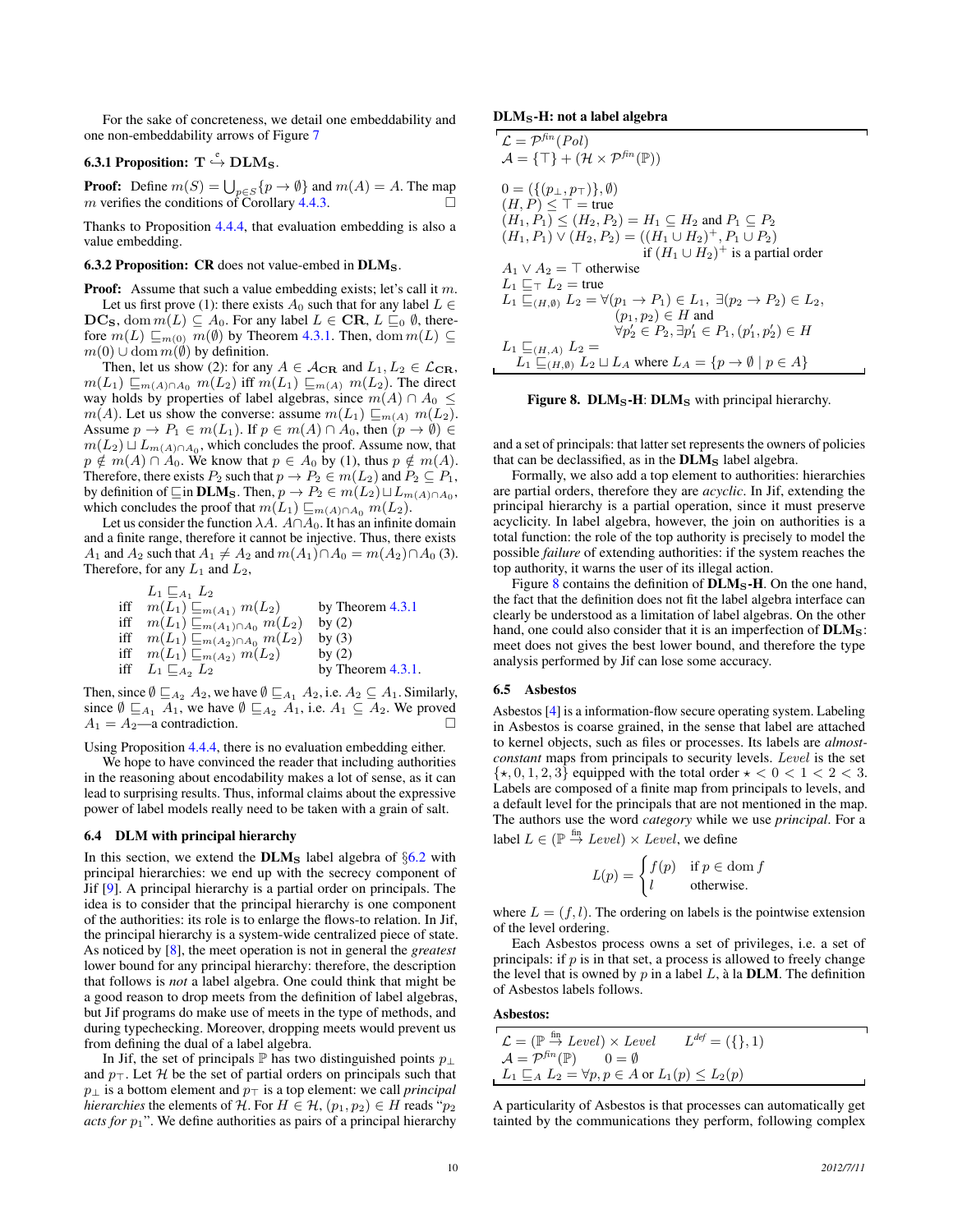For the sake of concreteness, we detail one embeddability and one non-embeddability arrows of Figure 7

**6.3.1 Proposition:** $\mathbf{T} \overset{e}{\hookrightarrow} \mathbf{DLM_S}$.

**Proof:** Define $m(S) = \bigcup_{p \in S}\{p \to \emptyset\}$ and $m(A) = A$. The map $m$ verifies the conditions of Corollary 4.4.3. ☐

Thanks to Proposition 4.4.4, that evaluation embedding is also a value embedding.

**6.3.2 Proposition:** $\mathbf{CR}$ does not value-embed in $\mathbf{DLM_S}$.

**Proof:** Assume that such a value embedding exists; let's call it $m$.

Let us first prove (1): there exists $A_0$ such that for any label $L \in \mathbf{DC_S}$, $\operatorname{dom} m(L) \subseteq A_0$. For any label $L \in \mathbf{CR}$, $L \sqsubseteq_0 \emptyset$, therefore $m(L) \sqsubseteq_{m(0)} m(\emptyset)$ by Theorem 4.3.1. Then, $\operatorname{dom} m(L) \subseteq m(0) \cup \operatorname{dom} m(\emptyset)$ by definition.

Then, let us show (2): for any $A \in \mathcal{A}_{\mathbf{CR}}$ and $L_1, L_2 \in \mathcal{L}_{\mathbf{CR}}$, $m(L_1) \sqsubseteq_{m(A) \cap A_0} m(L_2)$ iff $m(L_1) \sqsubseteq_{m(A)} m(L_2)$. The direct way holds by properties of label algebras, since $m(A) \cap A_0 \leq m(A)$. Let us show the converse: assume $m(L_1) \sqsubseteq_{m(A)} m(L_2)$. Assume $p \to P_1 \in m(L_1)$. If $p \in m(A) \cap A_0$, then $(p \to \emptyset) \in m(L_2) \sqcup L_{m(A) \cap A_0}$, which concludes the proof. Assume now, that $p \notin m(A) \cap A_0$. We know that $p \in A_0$ by (1), thus $p \notin m(A)$. Therefore, there exists $P_2$ such that $p \to P_2 \in m(L_2)$ and $P_2 \subseteq P_1$, by definition of $\sqsubseteq$ in $\mathbf{DLM_S}$. Then, $p \to P_2 \in m(L_2) \sqcup L_{m(A) \cap A_0}$, which concludes the proof that $m(L_1) \sqsubseteq_{m(A) \cap A_0} m(L_2)$.

Let us consider the function $\lambda A.\ A \cap A_0$. It has an infinite domain and a finite range, therefore it cannot be injective. Thus, there exists $A_1$ and $A_2$ such that $A_1 \neq A_2$ and $m(A_1) \cap A_0 = m(A_2) \cap A_0$ (3). Therefore, for any $L_1$ and $L_2$,

$$
\begin{array}{lll}
 & L_1 \sqsubseteq_{A_1} L_2 & \\
\text{iff} & m(L_1) \sqsubseteq_{m(A_1)} m(L_2) & \text{by Theorem 4.3.1} \\
\text{iff} & m(L_1) \sqsubseteq_{m(A_1) \cap A_0} m(L_2) & \text{by (2)} \\
\text{iff} & m(L_1) \sqsubseteq_{m(A_2) \cap A_0} m(L_2) & \text{by (3)} \\
\text{iff} & m(L_1) \sqsubseteq_{m(A_2)} m(L_2) & \text{by (2)} \\
\text{iff} & L_1 \sqsubseteq_{A_2} L_2 & \text{by Theorem 4.3.1.}
\end{array}
$$

Then, since $\emptyset \sqsubseteq_{A_2} A_2$, we have $\emptyset \sqsubseteq_{A_1} A_2$, i.e. $A_2 \subseteq A_1$. Similarly, since $\emptyset \sqsubseteq_{A_1} A_1$, we have $\emptyset \sqsubseteq_{A_2} A_1$, i.e. $A_1 \subseteq A_2$. We proved $A_1 = A_2$—a contradiction. ☐

Using Proposition 4.4.4, there is no evaluation embedding either.

We hope to have convinced the reader that including authorities in the reasoning about encodability makes a lot of sense, as it can lead to surprising results. Thus, informal claims about the expressive power of label models really need to be taken with a grain of salt.

### 6.4 DLM with principal hierarchy

In this section, we extend the $\mathbf{DLM_S}$ label algebra of §6.2 with principal hierarchies: we end up with the secrecy component of Jif [9]. A principal hierarchy is a partial order on principals. The idea is to consider that the principal hierarchy is one component of the authorities: its role is to enlarge the flows-to relation. In Jif, the principal hierarchy is a system-wide centralized piece of state. As noticed by [8], the meet operation is not in general the *greatest* lower bound for any principal hierarchy: therefore, the description that follows is *not* a label algebra. One could think that might be a good reason to drop meets from the definition of label algebras, but Jif programs do make use of meets in the type of methods, and during typechecking. Moreover, dropping meets would prevent us from defining the dual of a label algebra.

In Jif, the set of principals $\mathbb{P}$ has two distinguished points $p_\perp$ and $p_\top$. Let $\mathcal{H}$ be the set of partial orders on principals such that $p_\perp$ is a bottom element and $p_\top$ is a top element: we call *principal hierarchies* the elements of $\mathcal{H}$. For $H \in \mathcal{H}$, $(p_1, p_2) \in H$ reads "$p_2$ *acts for* $p_1$". We define authorities as pairs of a principal hierarchy and a set of principals: that latter set represents the owners of policies that can be declassified, as in the $\mathbf{DLM_S}$ label algebra.

Formally, we also add a top element to authorities: hierarchies are partial orders, therefore they are *acyclic*. In Jif, extending the principal hierarchy is a partial operation, since it must preserve acyclicity. In label algebra, however, the join on authorities is a total function: the role of the top authority is precisely to model the possible *failure* of extending authorities: if the system reaches the top authority, it warns the user of its illegal action.

Figure 8 contains the definition of $\mathbf{DLM_S}$**-H**. On the one hand, the fact that the definition does not fit the label algebra interface can clearly be understood as a limitation of label algebras. On the other hand, one could also consider that it is an imperfection of $\mathbf{DLM_S}$: meet does not gives the best lower bound, and therefore the type analysis performed by Jif can lose some accuracy.

**$\mathbf{DLM_S}$-H: not a label algebra**

$$
\begin{array}{l}
\mathcal{L} = \mathcal{P}^{fin}(Pol) \\
\mathcal{A} = \{\top\} + (\mathcal{H} \times \mathcal{P}^{fin}(\mathbb{P})) \\[6pt]
0 = (\{(p_\perp, p_\top)\}, \emptyset) \\
(H, P) \leq \top = \text{true} \\
(H_1, P_1) \leq (H_2, P_2) = H_1 \subseteq H_2 \text{ and } P_1 \subseteq P_2 \\
(H_1, P_1) \vee (H_2, P_2) = ((H_1 \cup H_2)^+, P_1 \cup P_2) \\
\qquad\qquad\qquad\qquad\qquad \text{if } (H_1 \cup H_2)^+ \text{ is a partial order} \\
A_1 \vee A_2 = \top \text{ otherwise} \\
L_1 \sqsubseteq_\top L_2 = \text{true} \\
L_1 \sqsubseteq_{(H,\emptyset)} L_2 = \forall (p_1 \to P_1) \in L_1,\ \exists (p_2 \to P_2) \in L_2, \\
\qquad\qquad\qquad\qquad (p_1, p_2) \in H \text{ and} \\
\qquad\qquad\qquad\qquad \forall p_2' \in P_2, \exists p_1' \in P_1, (p_1', p_2') \in H \\
L_1 \sqsubseteq_{(H,A)} L_2 = \\
\quad L_1 \sqsubseteq_{(H,\emptyset)} L_2 \sqcup L_A \text{ where } L_A = \{p \to \emptyset \mid p \in A\}
\end{array}
$$

**Figure 8.** $\mathbf{DLM_S}$**-H**: $\mathbf{DLM_S}$ with principal hierarchy.

### 6.5 Asbestos

Asbestos [4] is a information-flow secure operating system. Labeling in Asbestos is coarse grained, in the sense that label are attached to kernel objects, such as files or processes. Its labels are *almost-constant* maps from principals to security levels. *Level* is the set $\{\star, 0, 1, 2, 3\}$ equipped with the total order $\star < 0 < 1 < 2 < 3$. Labels are composed of a finite map from principals to levels, and a default level for the principals that are not mentioned in the map. The authors use the word *category* while we use *principal*. For a label $L \in (\mathbb{P} \overset{\text{fin}}{\to} Level) \times Level$, we define

$$
L(p) = \begin{cases} f(p) & \text{if } p \in \operatorname{dom} f \\ l & \text{otherwise.} \end{cases}
$$

where $L = (f, l)$. The ordering on labels is the pointwise extension of the level ordering.

Each Asbestos process owns a set of privileges, i.e. a set of principals: if $p$ is in that set, a process is allowed to freely change the level that is owned by $p$ in a label $L$, à la **DLM**. The definition of Asbestos labels follows.

**Asbestos:**

$$
\begin{array}{ll}
\mathcal{L} = (\mathbb{P} \overset{\text{fin}}{\to} Level) \times Level & L^{def} = (\{\}, 1) \\
\mathcal{A} = \mathcal{P}^{fin}(\mathbb{P}) & 0 = \emptyset \\
L_1 \sqsubseteq_A L_2 = \forall p, p \in A \text{ or } L_1(p) \leq L_2(p) &
\end{array}
$$

A particularity of Asbestos is that processes can automatically get tainted by the communications they perform, following complex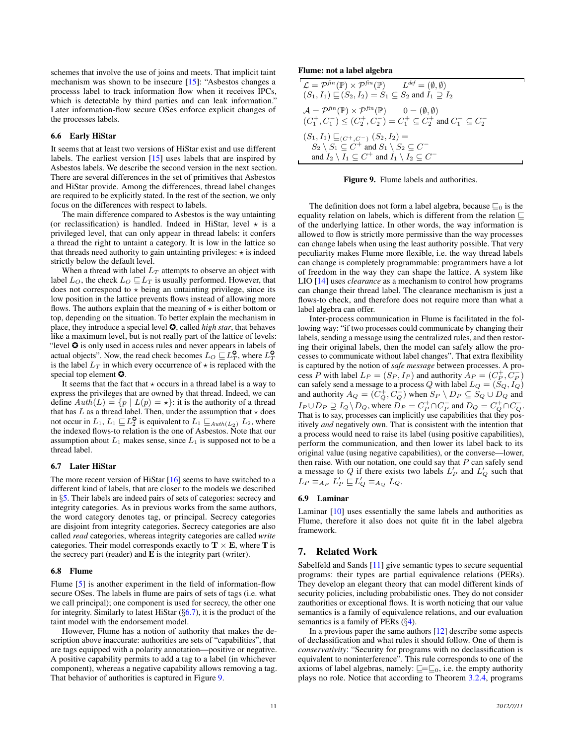schemes that involve the use of joins and meets. That implicit taint mechanism was shown to be insecure [15]: "Asbestos changes a processs label to track information flow when it receives IPCs, which is detectable by third parties and can leak information." Later information-flow secure OSes enforce explicit changes of the processes labels.

### 6.6 Early HiStar

It seems that at least two versions of HiStar exist and use different labels. The earliest version [15] uses labels that are inspired by Asbestos labels. We describe the second version in the next section. There are several differences in the set of primitives that Asbestos and HiStar provide. Among the differences, thread label changes are required to be explicitly stated. In the rest of the section, we only focus on the differences with respect to labels.

The main difference compared to Asbestos is the way untainting (or reclassification) is handled. Indeed in HiStar, level $\star$ is a privileged level, that can only appear in thread labels: it confers a thread the right to untaint a category. It is low in the lattice so that threads need authority to gain untainting privileges: $\star$ is indeed strictly below the default level.

When a thread with label $L_T$ attempts to observe an object with label $L_O$, the check $L_O \sqsubseteq L_T$ is usually performed. However, that does not correspond to $\star$ being an untainting privilege, since its low position in the lattice prevents flows instead of allowing more flows. The authors explain that the meaning of $\star$ is either bottom or top, depending on the situation. To better explain the mechanism in place, they introduce a special level ✪, called *high star*, that behaves like a maximum level, but is not really part of the lattice of levels: "level ✪ is only used in access rules and never appears in labels of actual objects". Now, the read check becomes $L_O \sqsubseteq L_T^{✪}$, where $L_T^{✪}$ is the label $L_T$ in which every occurrence of $\star$ is replaced with the special top element ✪.

It seems that the fact that $\star$ occurs in a thread label is a way to express the privileges that are owned by that thread. Indeed, we can define $Auth(L) = \{p \mid L(p) = \star\}$: it is the authority of a thread that has $L$ as a thread label. Then, under the assumption that $\star$ does not occur in $L_1$, $L_1 \sqsubseteq L_2^{✪}$ is equivalent to $L_1 \sqsubseteq_{Auth(L_2)} L_2$, where the indexed flows-to relation is the one of Asbestos. Note that our assumption about $L_1$ makes sense, since $L_1$ is supposed not to be a thread label.

### 6.7 Later HiStar

The more recent version of HiStar [16] seems to have switched to a different kind of labels, that are closer to the models we described in §5. Their labels are indeed pairs of sets of categories: secrecy and integrity categories. As in previous works from the same authors, the word category denotes tag, or principal. Secrecy categories are disjoint from integrity categories. Secrecy categories are also called *read* categories, whereas integrity categories are called *write* categories. Their model corresponds exactly to $\mathbf{T} \times \mathbf{E}$, where $\mathbf{T}$ is the secrecy part (reader) and $\mathbf{E}$ is the integrity part (writer).

### 6.8 Flume

Flume [5] is another experiment in the field of information-flow secure OSes. The labels in flume are pairs of sets of tags (i.e. what we call principal); one component is used for secrecy, the other one for integrity. Similarly to latest HiStar (§6.7), it is the product of the taint model with the endorsement model.

However, Flume has a notion of authority that makes the description above inaccurate: authorities are sets of "capabilities", that are tags equipped with a polarity annotation—positive or negative. A positive capability permits to add a tag to a label (in whichever component), whereas a negative capability allows removing a tag. That behavior of authorities is captured in Figure 9.

**Flume: not a label algebra**

$$
\begin{array}{l}
\mathcal{L} = \mathcal{P}^{fin}(\mathbb{P}) \times \mathcal{P}^{fin}(\mathbb{P}) \qquad L^{def} = (\emptyset, \emptyset) \\
(S_1, I_1) \sqsubseteq (S_2, I_2) = S_1 \subseteq S_2 \text{ and } I_1 \supseteq I_2 \\
\\
\mathcal{A} = \mathcal{P}^{fin}(\mathbb{P}) \times \mathcal{P}^{fin}(\mathbb{P}) \qquad 0 = (\emptyset, \emptyset) \\
(C_1^+, C_1^-) \leq (C_2^+, C_2^-) = C_1^+ \subseteq C_2^+ \text{ and } C_1^- \subseteq C_2^- \\
\\
(S_1, I_1) \sqsubseteq_{(C^+, C^-)} (S_2, I_2) = \\
\quad S_2 \setminus S_1 \subseteq C^+ \text{ and } S_1 \setminus S_2 \subseteq C^- \\
\quad \text{and } I_2 \setminus I_1 \subseteq C^+ \text{ and } I_1 \setminus I_2 \subseteq C^-
\end{array}
$$

**Figure 9.** Flume labels and authorities.

The definition does not form a label algebra, because $\sqsubseteq_0$ is the equality relation on labels, which is different from the relation $\sqsubseteq$ of the underlying lattice. In other words, the way information is allowed to flow is strictly more permissive than the way processes can change labels when using the least authority possible. That very peculiarity makes Flume more flexible, i.e. the way thread labels can change is completely programmable: programmers have a lot of freedom in the way they can shape the lattice. A system like LIO [14] uses *clearance* as a mechanism to control how programs can change their thread label. The clearance mechanism is just a flows-to check, and therefore does not require more than what a label algebra can offer.

Inter-process communication in Flume is facilitated in the following way: "if two processes could communicate by changing their labels, sending a message using the centralized rules, and then restoring their original labels, then the model can safely allow the processes to communicate without label changes". That extra flexibility is captured by the notion of *safe message* between processes. A process $P$ with label $L_P = (S_P, I_P)$ and authority $A_P = (C_P^+, C_P^-)$ can safely send a message to a process $Q$ with label $L_Q = (S_Q, I_Q)$ and authority $A_Q = (C_Q^+, C_Q^-)$ when $S_P \setminus D_P \subseteq S_Q \cup D_Q$ and $I_P \cup D_P \supseteq I_Q \setminus D_Q$, where $D_P = C_P^+ \cap C_P^-$ and $D_Q = C_Q^+ \cap C_Q^-$. That is to say, processes can implicitly use capabilities that they positively *and* negatively own. That is consistent with the intention that a process would need to raise its label (using positive capabilities), perform the communication, and then lower its label back to its original value (using negative capabilities), or the converse—lower, then raise. With our notation, one could say that $P$ can safely send a message to $Q$ if there exists two labels $L'_P$ and $L'_Q$ such that $L_P \equiv_{A_P} L'_P \sqsubseteq L'_Q \equiv_{A_Q} L_Q$.

### 6.9 Laminar

Laminar [10] uses essentially the same labels and authorities as Flume, therefore it also does not quite fit in the label algebra framework.

## 7. Related Work

Sabelfeld and Sands [11] give semantic types to secure sequential programs: their types are partial equivalence relations (PERs). They develop an elegant theory that can model different kinds of security policies, including probabilistic ones. They do not consider zauthorities or exceptional flows. It is worth noticing that our value semantics is a family of equivalence relations, and our evaluation semantics is a family of PERs (§4).

In a previous paper the same authors [12] describe some aspects of declassification and what rules it should follow. One of them is *conservativity*: "Security for programs with no declassification is equivalent to noninterference". This rule corresponds to one of the axioms of label algebras, namely: $\sqsubseteq = \sqsubseteq_0$, i.e. the empty authority plays no role. Notice that according to Theorem 3.2.4, programs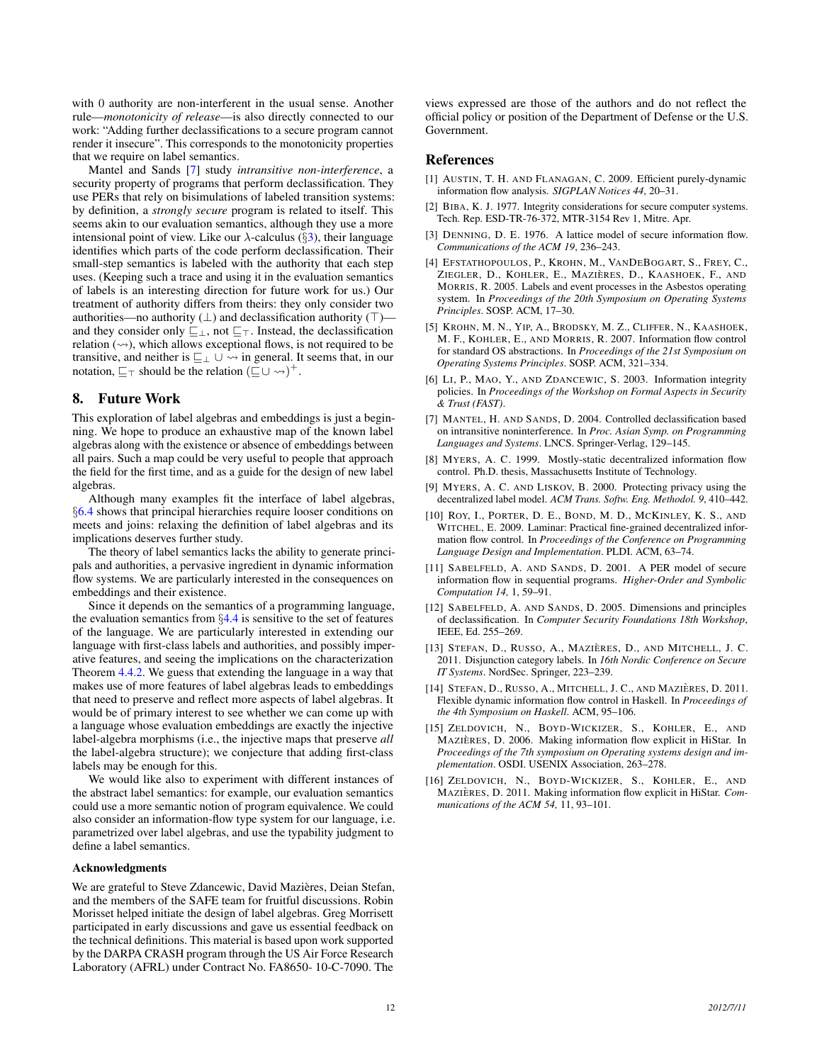with 0 authority are non-interferent in the usual sense. Another rule—*monotonicity of release*—is also directly connected to our work: "Adding further declassifications to a secure program cannot render it insecure". This corresponds to the monotonicity properties that we require on label semantics.

Mantel and Sands [7] study *intransitive non-interference*, a security property of programs that perform declassification. They use PERs that rely on bisimulations of labeled transition systems: by definition, a *strongly secure* program is related to itself. This seems akin to our evaluation semantics, although they use a more intensional point of view. Like our $\lambda$-calculus (§3), their language identifies which parts of the code perform declassification. Their small-step semantics is labeled with the authority that each step uses. (Keeping such a trace and using it in the evaluation semantics of labels is an interesting direction for future work for us.) Our treatment of authority differs from theirs: they only consider two authorities—no authority ($\bot$) and declassification authority ($\top$)—and they consider only $\sqsubseteq_\bot$, not $\sqsubseteq_\top$. Instead, the declassification relation ($\rightsquigarrow$), which allows exceptional flows, is not required to be transitive, and neither is $\sqsubseteq_\bot \cup \rightsquigarrow$ in general. It seems that, in our notation, $\sqsubseteq_\top$ should be the relation $(\sqsubseteq \cup \rightsquigarrow)^+$.

## 8. Future Work

This exploration of label algebras and embeddings is just a beginning. We hope to produce an exhaustive map of the known label algebras along with the existence or absence of embeddings between all pairs. Such a map could be very useful to people that approach the field for the first time, and as a guide for the design of new label algebras.

Although many examples fit the interface of label algebras, §6.4 shows that principal hierarchies require looser conditions on meets and joins: relaxing the definition of label algebras and its implications deserves further study.

The theory of label semantics lacks the ability to generate principals and authorities, a pervasive ingredient in dynamic information flow systems. We are particularly interested in the consequences on embeddings and their existence.

Since it depends on the semantics of a programming language, the evaluation semantics from §4.4 is sensitive to the set of features of the language. We are particularly interested in extending our language with first-class labels and authorities, and possibly imperative features, and seeing the implications on the characterization Theorem 4.4.2. We guess that extending the language in a way that makes use of more features of label algebras leads to embeddings that need to preserve and reflect more aspects of label algebras. It would be of primary interest to see whether we can come up with a language whose evaluation embeddings are exactly the injective label-algebra morphisms (i.e., the injective maps that preserve *all* the label-algebra structure); we conjecture that adding first-class labels may be enough for this.

We would like also to experiment with different instances of the abstract label semantics: for example, our evaluation semantics could use a more semantic notion of program equivalence. We could also consider an information-flow type system for our language, i.e. parametrized over label algebras, and use the typability judgment to define a label semantics.

### Acknowledgments

We are grateful to Steve Zdancewic, David Mazières, Deian Stefan, and the members of the SAFE team for fruitful discussions. Robin Morisset helped initiate the design of label algebras. Greg Morrisett participated in early discussions and gave us essential feedback on the technical definitions. This material is based upon work supported by the DARPA CRASH program through the US Air Force Research Laboratory (AFRL) under Contract No. FA8650- 10-C-7090. The views expressed are those of the authors and do not reflect the official policy or position of the Department of Defense or the U.S. Government.

## References

[1] Austin, T. H. and Flanagan, C. 2009. Efficient purely-dynamic information flow analysis. *SIGPLAN Notices 44*, 20–31.

[2] Biba, K. J. 1977. Integrity considerations for secure computer systems. Tech. Rep. ESD-TR-76-372, MTR-3154 Rev 1, Mitre. Apr.

[3] Denning, D. E. 1976. A lattice model of secure information flow. *Communications of the ACM 19*, 236–243.

[4] Efstathopoulos, P., Krohn, M., VanDeBogart, S., Frey, C., Ziegler, D., Kohler, E., Mazières, D., Kaashoek, F., and Morris, R. 2005. Labels and event processes in the Asbestos operating system. In *Proceedings of the 20th Symposium on Operating Systems Principles*. SOSP. ACM, 17–30.

[5] Krohn, M. N., Yip, A., Brodsky, M. Z., Cliffer, N., Kaashoek, M. F., Kohler, E., and Morris, R. 2007. Information flow control for standard OS abstractions. In *Proceedings of the 21st Symposium on Operating Systems Principles*. SOSP. ACM, 321–334.

[6] Li, P., Mao, Y., and Zdancewic, S. 2003. Information integrity policies. In *Proceedings of the Workshop on Formal Aspects in Security & Trust (FAST)*.

[7] Mantel, H. and Sands, D. 2004. Controlled declassification based on intransitive noninterference. In *Proc. Asian Symp. on Programming Languages and Systems*. LNCS. Springer-Verlag, 129–145.

[8] Myers, A. C. 1999. Mostly-static decentralized information flow control. Ph.D. thesis, Massachusetts Institute of Technology.

[9] Myers, A. C. and Liskov, B. 2000. Protecting privacy using the decentralized label model. *ACM Trans. Softw. Eng. Methodol. 9*, 410–442.

[10] Roy, I., Porter, D. E., Bond, M. D., McKinley, K. S., and Witchel, E. 2009. Laminar: Practical fine-grained decentralized information flow control. In *Proceedings of the Conference on Programming Language Design and Implementation*. PLDI. ACM, 63–74.

[11] Sabelfeld, A. and Sands, D. 2001. A PER model of secure information flow in sequential programs. *Higher-Order and Symbolic Computation 14,* 1, 59–91.

[12] Sabelfeld, A. and Sands, D. 2005. Dimensions and principles of declassification. In *Computer Security Foundations 18th Workshop*, IEEE, Ed. 255–269.

[13] Stefan, D., Russo, A., Mazières, D., and Mitchell, J. C. 2011. Disjunction category labels. In *16th Nordic Conference on Secure IT Systems*. NordSec. Springer, 223–239.

[14] Stefan, D., Russo, A., Mitchell, J. C., and Mazières, D. 2011. Flexible dynamic information flow control in Haskell. In *Proceedings of the 4th Symposium on Haskell*. ACM, 95–106.

[15] Zeldovich, N., Boyd-Wickizer, S., Kohler, E., and Mazières, D. 2006. Making information flow explicit in HiStar. In *Proceedings of the 7th symposium on Operating systems design and implementation*. OSDI. USENIX Association, 263–278.

[16] Zeldovich, N., Boyd-Wickizer, S., Kohler, E., and Mazières, D. 2011. Making information flow explicit in HiStar. *Communications of the ACM 54,* 11, 93–101.